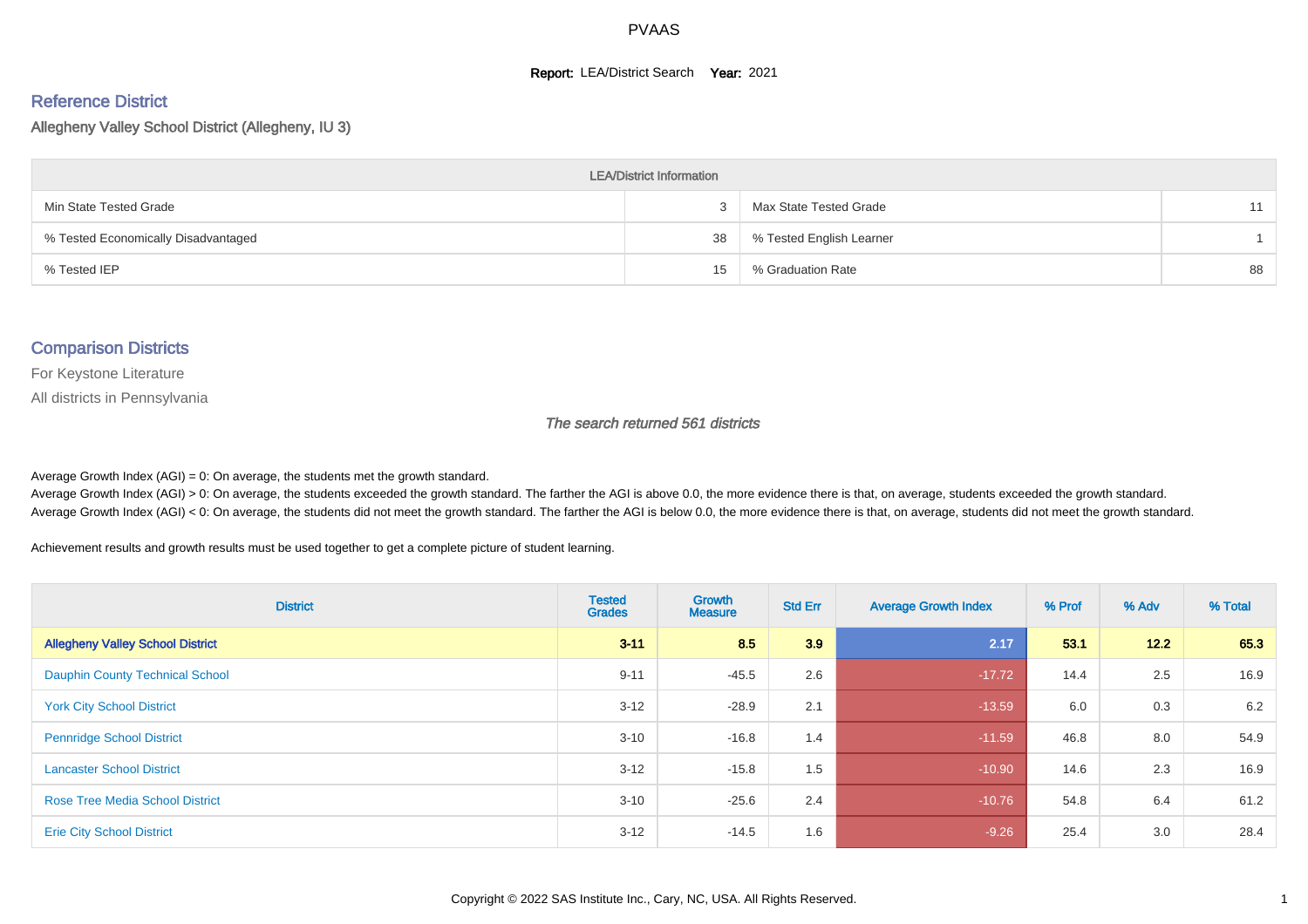# PVAAS

**Report:** LEA/District Search **Year:** 2021

## Reference District

Allegheny Valley School District (Allegheny, IU 3)

| LEA/District Information | | | |
|---|---|---|---|
| Min State Tested Grade | 3 | Max State Tested Grade | 11 |
| % Tested Economically Disadvantaged | 38 | % Tested English Learner | 1 |
| % Tested IEP | 15 | % Graduation Rate | 88 |

## Comparison Districts

For Keystone Literature

All districts in Pennsylvania

*The search returned 561 districts*

Average Growth Index (AGI) = 0: On average, the students met the growth standard.
Average Growth Index (AGI) > 0: On average, the students exceeded the growth standard. The farther the AGI is above 0.0, the more evidence there is that, on average, students exceeded the growth standard.
Average Growth Index (AGI) < 0: On average, the students did not meet the growth standard. The farther the AGI is below 0.0, the more evidence there is that, on average, students did not meet the growth standard.

Achievement results and growth results must be used together to get a complete picture of student learning.

| District | Tested Grades | Growth Measure | Std Err | Average Growth Index | % Prof | % Adv | % Total |
|---|---|---|---|---|---|---|---|
| **Allegheny Valley School District** | **3-11** | **8.5** | **3.9** | **2.17** | **53.1** | **12.2** | **65.3** |
| Dauphin County Technical School | 9-11 | -45.5 | 2.6 | -17.72 | 14.4 | 2.5 | 16.9 |
| York City School District | 3-12 | -28.9 | 2.1 | -13.59 | 6.0 | 0.3 | 6.2 |
| Pennridge School District | 3-10 | -16.8 | 1.4 | -11.59 | 46.8 | 8.0 | 54.9 |
| Lancaster School District | 3-12 | -15.8 | 1.5 | -10.90 | 14.6 | 2.3 | 16.9 |
| Rose Tree Media School District | 3-10 | -25.6 | 2.4 | -10.76 | 54.8 | 6.4 | 61.2 |
| Erie City School District | 3-12 | -14.5 | 1.6 | -9.26 | 25.4 | 3.0 | 28.4 |

Copyright © 2022 SAS Institute Inc., Cary, NC, USA. All Rights Reserved.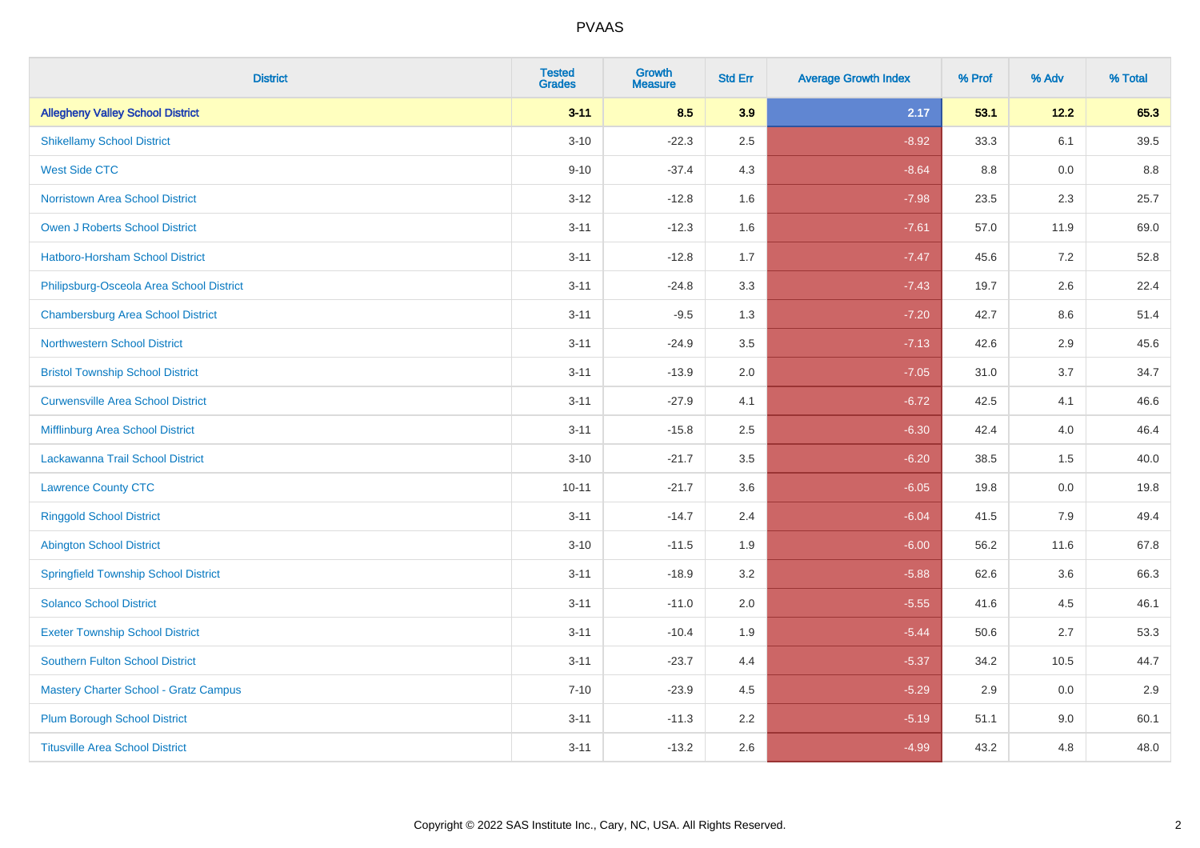# PVAAS

| District | Tested Grades | Growth Measure | Std Err | Average Growth Index | % Prof | % Adv | % Total |
|---|---|---|---|---|---|---|---|
| **Allegheny Valley School District** | **3-11** | **8.5** | **3.9** | **2.17** | **53.1** | **12.2** | **65.3** |
| Shikellamy School District | 3-10 | -22.3 | 2.5 | -8.92 | 33.3 | 6.1 | 39.5 |
| West Side CTC | 9-10 | -37.4 | 4.3 | -8.64 | 8.8 | 0.0 | 8.8 |
| Norristown Area School District | 3-12 | -12.8 | 1.6 | -7.98 | 23.5 | 2.3 | 25.7 |
| Owen J Roberts School District | 3-11 | -12.3 | 1.6 | -7.61 | 57.0 | 11.9 | 69.0 |
| Hatboro-Horsham School District | 3-11 | -12.8 | 1.7 | -7.47 | 45.6 | 7.2 | 52.8 |
| Philipsburg-Osceola Area School District | 3-11 | -24.8 | 3.3 | -7.43 | 19.7 | 2.6 | 22.4 |
| Chambersburg Area School District | 3-11 | -9.5 | 1.3 | -7.20 | 42.7 | 8.6 | 51.4 |
| Northwestern School District | 3-11 | -24.9 | 3.5 | -7.13 | 42.6 | 2.9 | 45.6 |
| Bristol Township School District | 3-11 | -13.9 | 2.0 | -7.05 | 31.0 | 3.7 | 34.7 |
| Curwensville Area School District | 3-11 | -27.9 | 4.1 | -6.72 | 42.5 | 4.1 | 46.6 |
| Mifflinburg Area School District | 3-11 | -15.8 | 2.5 | -6.30 | 42.4 | 4.0 | 46.4 |
| Lackawanna Trail School District | 3-10 | -21.7 | 3.5 | -6.20 | 38.5 | 1.5 | 40.0 |
| Lawrence County CTC | 10-11 | -21.7 | 3.6 | -6.05 | 19.8 | 0.0 | 19.8 |
| Ringgold School District | 3-11 | -14.7 | 2.4 | -6.04 | 41.5 | 7.9 | 49.4 |
| Abington School District | 3-10 | -11.5 | 1.9 | -6.00 | 56.2 | 11.6 | 67.8 |
| Springfield Township School District | 3-11 | -18.9 | 3.2 | -5.88 | 62.6 | 3.6 | 66.3 |
| Solanco School District | 3-11 | -11.0 | 2.0 | -5.55 | 41.6 | 4.5 | 46.1 |
| Exeter Township School District | 3-11 | -10.4 | 1.9 | -5.44 | 50.6 | 2.7 | 53.3 |
| Southern Fulton School District | 3-11 | -23.7 | 4.4 | -5.37 | 34.2 | 10.5 | 44.7 |
| Mastery Charter School - Gratz Campus | 7-10 | -23.9 | 4.5 | -5.29 | 2.9 | 0.0 | 2.9 |
| Plum Borough School District | 3-11 | -11.3 | 2.2 | -5.19 | 51.1 | 9.0 | 60.1 |
| Titusville Area School District | 3-11 | -13.2 | 2.6 | -4.99 | 43.2 | 4.8 | 48.0 |

Copyright © 2022 SAS Institute Inc., Cary, NC, USA. All Rights Reserved.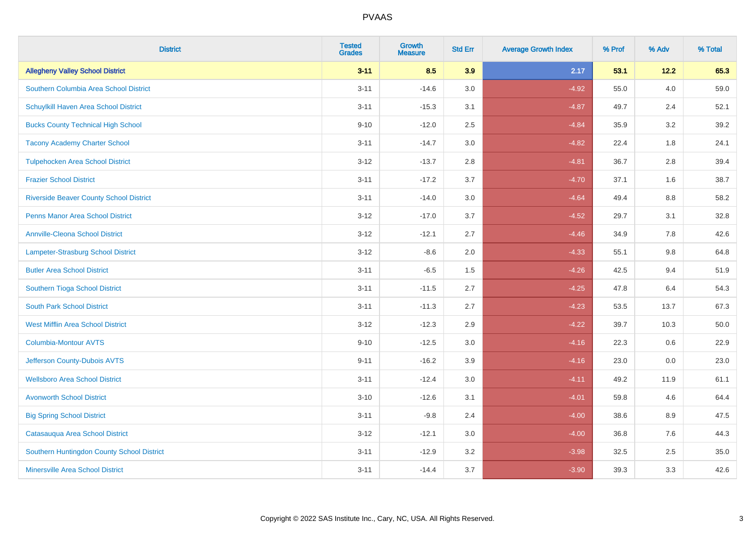# PVAAS

| District | Tested Grades | Growth Measure | Std Err | Average Growth Index | % Prof | % Adv | % Total |
|---|---|---|---|---|---|---|---|
| **Allegheny Valley School District** | **3-11** | **8.5** | **3.9** | **2.17** | **53.1** | **12.2** | **65.3** |
| Southern Columbia Area School District | 3-11 | -14.6 | 3.0 | -4.92 | 55.0 | 4.0 | 59.0 |
| Schuylkill Haven Area School District | 3-11 | -15.3 | 3.1 | -4.87 | 49.7 | 2.4 | 52.1 |
| Bucks County Technical High School | 9-10 | -12.0 | 2.5 | -4.84 | 35.9 | 3.2 | 39.2 |
| Tacony Academy Charter School | 3-11 | -14.7 | 3.0 | -4.82 | 22.4 | 1.8 | 24.1 |
| Tulpehocken Area School District | 3-12 | -13.7 | 2.8 | -4.81 | 36.7 | 2.8 | 39.4 |
| Frazier School District | 3-11 | -17.2 | 3.7 | -4.70 | 37.1 | 1.6 | 38.7 |
| Riverside Beaver County School District | 3-11 | -14.0 | 3.0 | -4.64 | 49.4 | 8.8 | 58.2 |
| Penns Manor Area School District | 3-12 | -17.0 | 3.7 | -4.52 | 29.7 | 3.1 | 32.8 |
| Annville-Cleona School District | 3-12 | -12.1 | 2.7 | -4.46 | 34.9 | 7.8 | 42.6 |
| Lampeter-Strasburg School District | 3-12 | -8.6 | 2.0 | -4.33 | 55.1 | 9.8 | 64.8 |
| Butler Area School District | 3-11 | -6.5 | 1.5 | -4.26 | 42.5 | 9.4 | 51.9 |
| Southern Tioga School District | 3-11 | -11.5 | 2.7 | -4.25 | 47.8 | 6.4 | 54.3 |
| South Park School District | 3-11 | -11.3 | 2.7 | -4.23 | 53.5 | 13.7 | 67.3 |
| West Mifflin Area School District | 3-12 | -12.3 | 2.9 | -4.22 | 39.7 | 10.3 | 50.0 |
| Columbia-Montour AVTS | 9-10 | -12.5 | 3.0 | -4.16 | 22.3 | 0.6 | 22.9 |
| Jefferson County-Dubois AVTS | 9-11 | -16.2 | 3.9 | -4.16 | 23.0 | 0.0 | 23.0 |
| Wellsboro Area School District | 3-11 | -12.4 | 3.0 | -4.11 | 49.2 | 11.9 | 61.1 |
| Avonworth School District | 3-10 | -12.6 | 3.1 | -4.01 | 59.8 | 4.6 | 64.4 |
| Big Spring School District | 3-11 | -9.8 | 2.4 | -4.00 | 38.6 | 8.9 | 47.5 |
| Catasauqua Area School District | 3-12 | -12.1 | 3.0 | -4.00 | 36.8 | 7.6 | 44.3 |
| Southern Huntingdon County School District | 3-11 | -12.9 | 3.2 | -3.98 | 32.5 | 2.5 | 35.0 |
| Minersville Area School District | 3-11 | -14.4 | 3.7 | -3.90 | 39.3 | 3.3 | 42.6 |

Copyright © 2022 SAS Institute Inc., Cary, NC, USA. All Rights Reserved.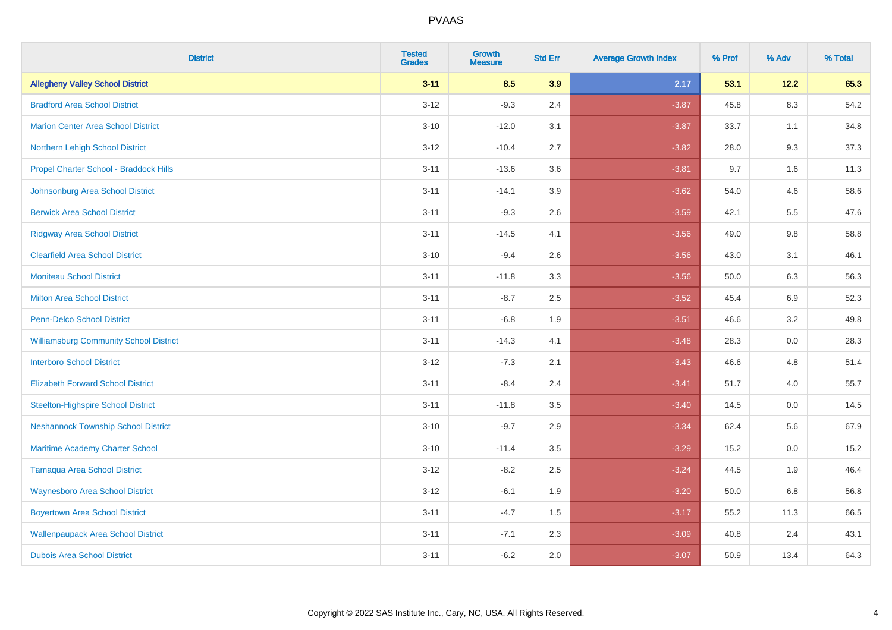# PVAAS

| District | Tested Grades | Growth Measure | Std Err | Average Growth Index | % Prof | % Adv | % Total |
|---|---|---|---|---|---|---|---|
| **Allegheny Valley School District** | **3-11** | **8.5** | **3.9** | **2.17** | **53.1** | **12.2** | **65.3** |
| Bradford Area School District | 3-12 | -9.3 | 2.4 | -3.87 | 45.8 | 8.3 | 54.2 |
| Marion Center Area School District | 3-10 | -12.0 | 3.1 | -3.87 | 33.7 | 1.1 | 34.8 |
| Northern Lehigh School District | 3-12 | -10.4 | 2.7 | -3.82 | 28.0 | 9.3 | 37.3 |
| Propel Charter School - Braddock Hills | 3-11 | -13.6 | 3.6 | -3.81 | 9.7 | 1.6 | 11.3 |
| Johnsonburg Area School District | 3-11 | -14.1 | 3.9 | -3.62 | 54.0 | 4.6 | 58.6 |
| Berwick Area School District | 3-11 | -9.3 | 2.6 | -3.59 | 42.1 | 5.5 | 47.6 |
| Ridgway Area School District | 3-11 | -14.5 | 4.1 | -3.56 | 49.0 | 9.8 | 58.8 |
| Clearfield Area School District | 3-10 | -9.4 | 2.6 | -3.56 | 43.0 | 3.1 | 46.1 |
| Moniteau School District | 3-11 | -11.8 | 3.3 | -3.56 | 50.0 | 6.3 | 56.3 |
| Milton Area School District | 3-11 | -8.7 | 2.5 | -3.52 | 45.4 | 6.9 | 52.3 |
| Penn-Delco School District | 3-11 | -6.8 | 1.9 | -3.51 | 46.6 | 3.2 | 49.8 |
| Williamsburg Community School District | 3-11 | -14.3 | 4.1 | -3.48 | 28.3 | 0.0 | 28.3 |
| Interboro School District | 3-12 | -7.3 | 2.1 | -3.43 | 46.6 | 4.8 | 51.4 |
| Elizabeth Forward School District | 3-11 | -8.4 | 2.4 | -3.41 | 51.7 | 4.0 | 55.7 |
| Steelton-Highspire School District | 3-11 | -11.8 | 3.5 | -3.40 | 14.5 | 0.0 | 14.5 |
| Neshannock Township School District | 3-10 | -9.7 | 2.9 | -3.34 | 62.4 | 5.6 | 67.9 |
| Maritime Academy Charter School | 3-10 | -11.4 | 3.5 | -3.29 | 15.2 | 0.0 | 15.2 |
| Tamaqua Area School District | 3-12 | -8.2 | 2.5 | -3.24 | 44.5 | 1.9 | 46.4 |
| Waynesboro Area School District | 3-12 | -6.1 | 1.9 | -3.20 | 50.0 | 6.8 | 56.8 |
| Boyertown Area School District | 3-11 | -4.7 | 1.5 | -3.17 | 55.2 | 11.3 | 66.5 |
| Wallenpaupack Area School District | 3-11 | -7.1 | 2.3 | -3.09 | 40.8 | 2.4 | 43.1 |
| Dubois Area School District | 3-11 | -6.2 | 2.0 | -3.07 | 50.9 | 13.4 | 64.3 |

Copyright © 2022 SAS Institute Inc., Cary, NC, USA. All Rights Reserved.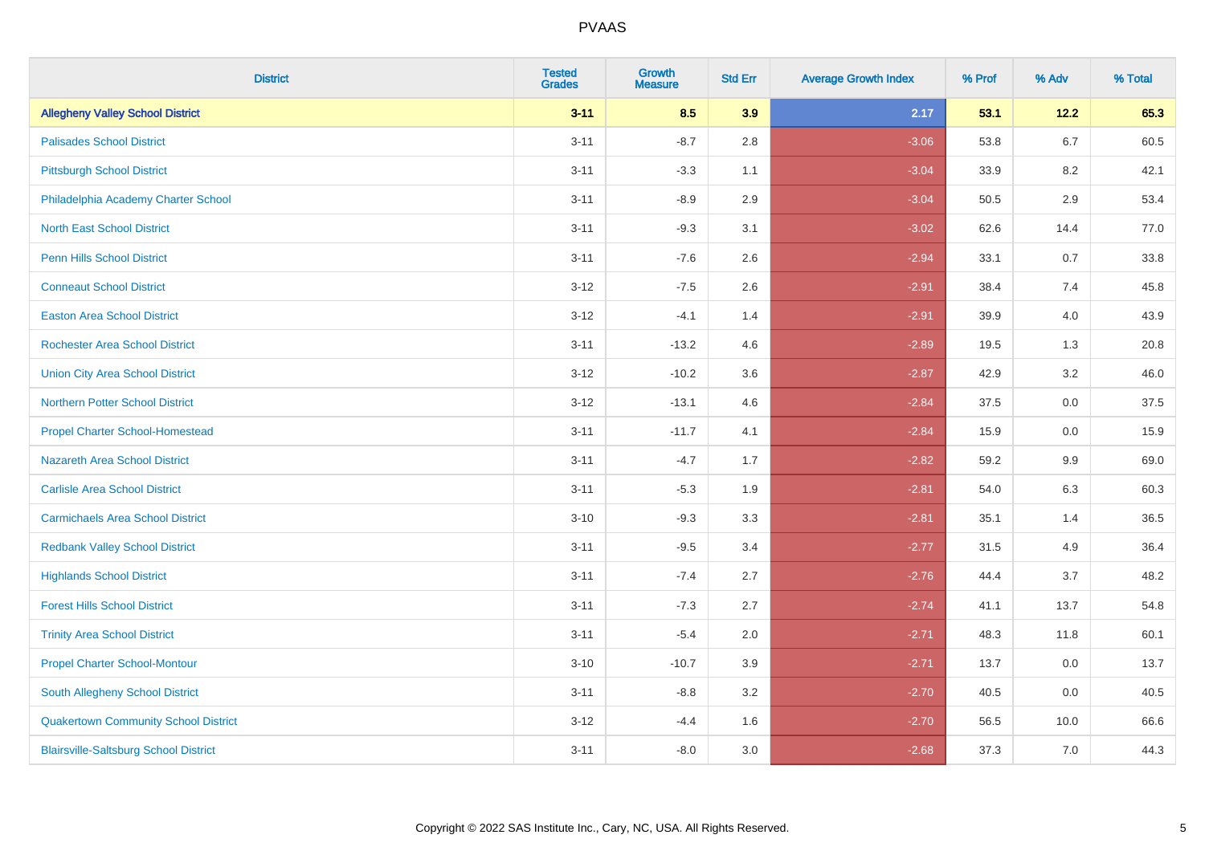| District | Tested Grades | Growth Measure | Std Err | Average Growth Index | % Prof | % Adv | % Total |
|---|---|---|---|---|---|---|---|
| **Allegheny Valley School District** | **3-11** | **8.5** | **3.9** | **2.17** | **53.1** | **12.2** | **65.3** |
| Palisades School District | 3-11 | -8.7 | 2.8 | -3.06 | 53.8 | 6.7 | 60.5 |
| Pittsburgh School District | 3-11 | -3.3 | 1.1 | -3.04 | 33.9 | 8.2 | 42.1 |
| Philadelphia Academy Charter School | 3-11 | -8.9 | 2.9 | -3.04 | 50.5 | 2.9 | 53.4 |
| North East School District | 3-11 | -9.3 | 3.1 | -3.02 | 62.6 | 14.4 | 77.0 |
| Penn Hills School District | 3-11 | -7.6 | 2.6 | -2.94 | 33.1 | 0.7 | 33.8 |
| Conneaut School District | 3-12 | -7.5 | 2.6 | -2.91 | 38.4 | 7.4 | 45.8 |
| Easton Area School District | 3-12 | -4.1 | 1.4 | -2.91 | 39.9 | 4.0 | 43.9 |
| Rochester Area School District | 3-11 | -13.2 | 4.6 | -2.89 | 19.5 | 1.3 | 20.8 |
| Union City Area School District | 3-12 | -10.2 | 3.6 | -2.87 | 42.9 | 3.2 | 46.0 |
| Northern Potter School District | 3-12 | -13.1 | 4.6 | -2.84 | 37.5 | 0.0 | 37.5 |
| Propel Charter School-Homestead | 3-11 | -11.7 | 4.1 | -2.84 | 15.9 | 0.0 | 15.9 |
| Nazareth Area School District | 3-11 | -4.7 | 1.7 | -2.82 | 59.2 | 9.9 | 69.0 |
| Carlisle Area School District | 3-11 | -5.3 | 1.9 | -2.81 | 54.0 | 6.3 | 60.3 |
| Carmichaels Area School District | 3-10 | -9.3 | 3.3 | -2.81 | 35.1 | 1.4 | 36.5 |
| Redbank Valley School District | 3-11 | -9.5 | 3.4 | -2.77 | 31.5 | 4.9 | 36.4 |
| Highlands School District | 3-11 | -7.4 | 2.7 | -2.76 | 44.4 | 3.7 | 48.2 |
| Forest Hills School District | 3-11 | -7.3 | 2.7 | -2.74 | 41.1 | 13.7 | 54.8 |
| Trinity Area School District | 3-11 | -5.4 | 2.0 | -2.71 | 48.3 | 11.8 | 60.1 |
| Propel Charter School-Montour | 3-10 | -10.7 | 3.9 | -2.71 | 13.7 | 0.0 | 13.7 |
| South Allegheny School District | 3-11 | -8.8 | 3.2 | -2.70 | 40.5 | 0.0 | 40.5 |
| Quakertown Community School District | 3-12 | -4.4 | 1.6 | -2.70 | 56.5 | 10.0 | 66.6 |
| Blairsville-Saltsburg School District | 3-11 | -8.0 | 3.0 | -2.68 | 37.3 | 7.0 | 44.3 |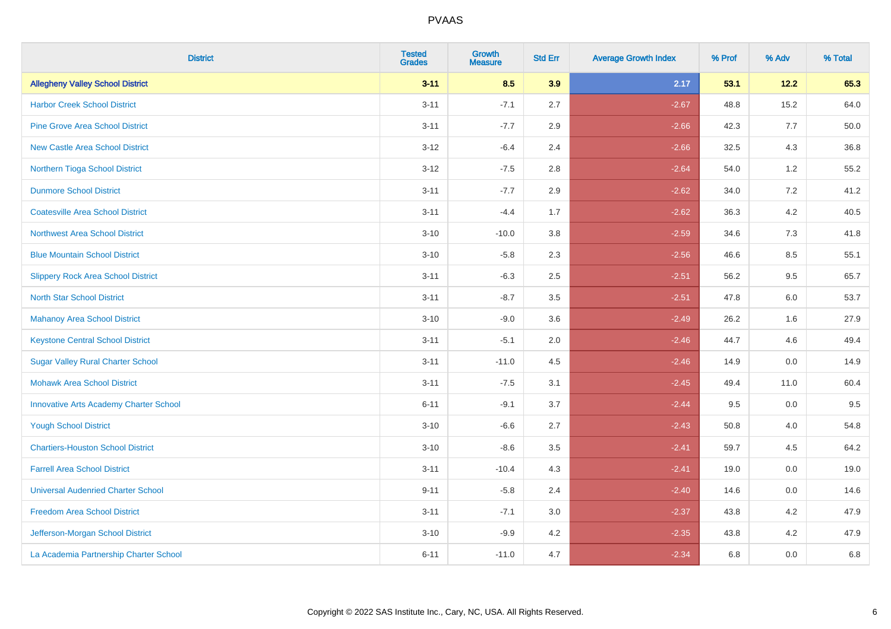# PVAAS

| District | Tested Grades | Growth Measure | Std Err | Average Growth Index | % Prof | % Adv | % Total |
|---|---|---|---|---|---|---|---|
| **Allegheny Valley School District** | **3-11** | **8.5** | **3.9** | **2.17** | **53.1** | **12.2** | **65.3** |
| Harbor Creek School District | 3-11 | -7.1 | 2.7 | -2.67 | 48.8 | 15.2 | 64.0 |
| Pine Grove Area School District | 3-11 | -7.7 | 2.9 | -2.66 | 42.3 | 7.7 | 50.0 |
| New Castle Area School District | 3-12 | -6.4 | 2.4 | -2.66 | 32.5 | 4.3 | 36.8 |
| Northern Tioga School District | 3-12 | -7.5 | 2.8 | -2.64 | 54.0 | 1.2 | 55.2 |
| Dunmore School District | 3-11 | -7.7 | 2.9 | -2.62 | 34.0 | 7.2 | 41.2 |
| Coatesville Area School District | 3-11 | -4.4 | 1.7 | -2.62 | 36.3 | 4.2 | 40.5 |
| Northwest Area School District | 3-10 | -10.0 | 3.8 | -2.59 | 34.6 | 7.3 | 41.8 |
| Blue Mountain School District | 3-10 | -5.8 | 2.3 | -2.56 | 46.6 | 8.5 | 55.1 |
| Slippery Rock Area School District | 3-11 | -6.3 | 2.5 | -2.51 | 56.2 | 9.5 | 65.7 |
| North Star School District | 3-11 | -8.7 | 3.5 | -2.51 | 47.8 | 6.0 | 53.7 |
| Mahanoy Area School District | 3-10 | -9.0 | 3.6 | -2.49 | 26.2 | 1.6 | 27.9 |
| Keystone Central School District | 3-11 | -5.1 | 2.0 | -2.46 | 44.7 | 4.6 | 49.4 |
| Sugar Valley Rural Charter School | 3-11 | -11.0 | 4.5 | -2.46 | 14.9 | 0.0 | 14.9 |
| Mohawk Area School District | 3-11 | -7.5 | 3.1 | -2.45 | 49.4 | 11.0 | 60.4 |
| Innovative Arts Academy Charter School | 6-11 | -9.1 | 3.7 | -2.44 | 9.5 | 0.0 | 9.5 |
| Yough School District | 3-10 | -6.6 | 2.7 | -2.43 | 50.8 | 4.0 | 54.8 |
| Chartiers-Houston School District | 3-10 | -8.6 | 3.5 | -2.41 | 59.7 | 4.5 | 64.2 |
| Farrell Area School District | 3-11 | -10.4 | 4.3 | -2.41 | 19.0 | 0.0 | 19.0 |
| Universal Audenried Charter School | 9-11 | -5.8 | 2.4 | -2.40 | 14.6 | 0.0 | 14.6 |
| Freedom Area School District | 3-11 | -7.1 | 3.0 | -2.37 | 43.8 | 4.2 | 47.9 |
| Jefferson-Morgan School District | 3-10 | -9.9 | 4.2 | -2.35 | 43.8 | 4.2 | 47.9 |
| La Academia Partnership Charter School | 6-11 | -11.0 | 4.7 | -2.34 | 6.8 | 0.0 | 6.8 |

Copyright © 2022 SAS Institute Inc., Cary, NC, USA. All Rights Reserved.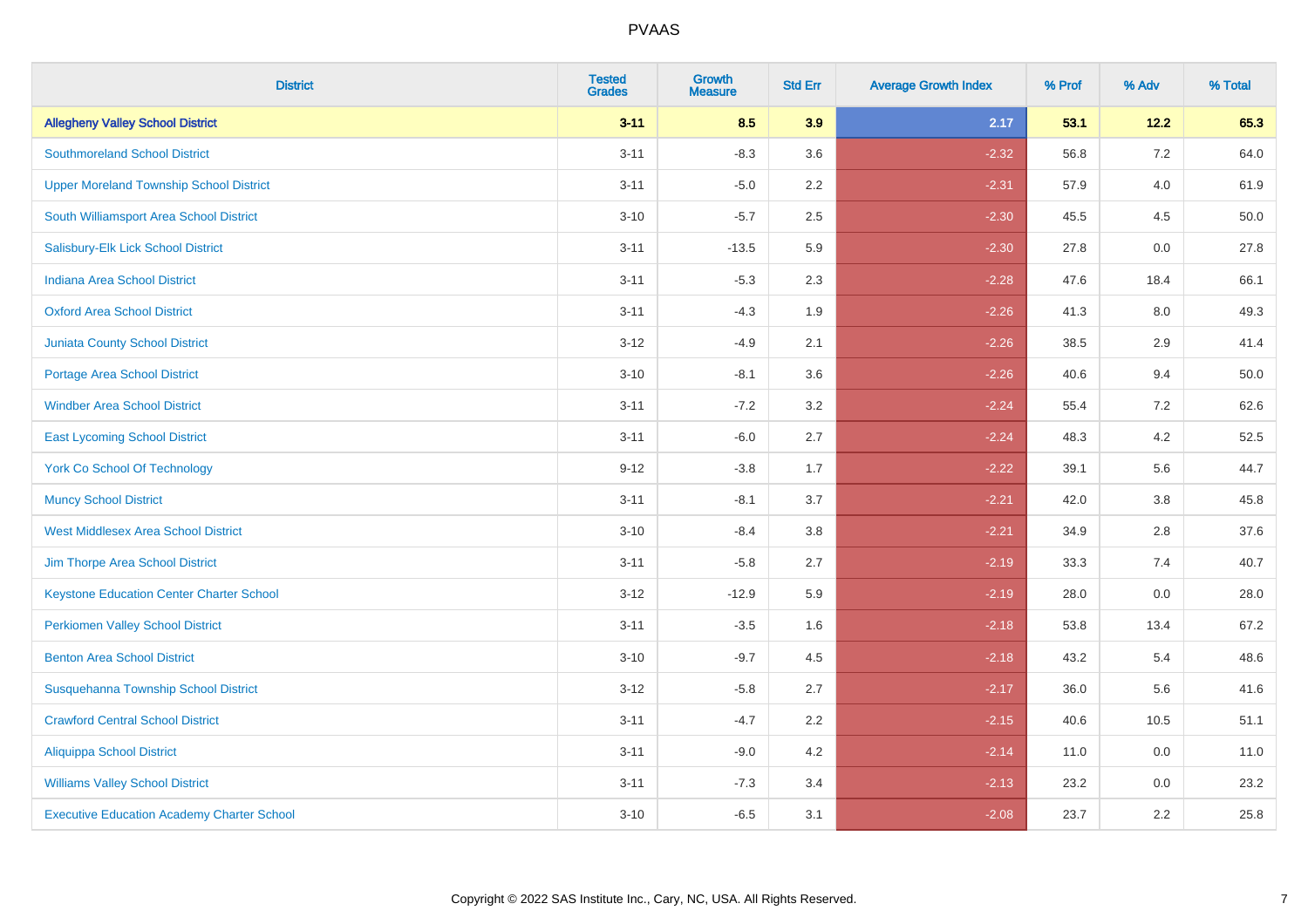# PVAAS

| District | Tested Grades | Growth Measure | Std Err | Average Growth Index | % Prof | % Adv | % Total |
|---|---|---|---|---|---|---|---|
| **Allegheny Valley School District** | **3-11** | **8.5** | **3.9** | **2.17** | **53.1** | **12.2** | **65.3** |
| Southmoreland School District | 3-11 | -8.3 | 3.6 | -2.32 | 56.8 | 7.2 | 64.0 |
| Upper Moreland Township School District | 3-11 | -5.0 | 2.2 | -2.31 | 57.9 | 4.0 | 61.9 |
| South Williamsport Area School District | 3-10 | -5.7 | 2.5 | -2.30 | 45.5 | 4.5 | 50.0 |
| Salisbury-Elk Lick School District | 3-11 | -13.5 | 5.9 | -2.30 | 27.8 | 0.0 | 27.8 |
| Indiana Area School District | 3-11 | -5.3 | 2.3 | -2.28 | 47.6 | 18.4 | 66.1 |
| Oxford Area School District | 3-11 | -4.3 | 1.9 | -2.26 | 41.3 | 8.0 | 49.3 |
| Juniata County School District | 3-12 | -4.9 | 2.1 | -2.26 | 38.5 | 2.9 | 41.4 |
| Portage Area School District | 3-10 | -8.1 | 3.6 | -2.26 | 40.6 | 9.4 | 50.0 |
| Windber Area School District | 3-11 | -7.2 | 3.2 | -2.24 | 55.4 | 7.2 | 62.6 |
| East Lycoming School District | 3-11 | -6.0 | 2.7 | -2.24 | 48.3 | 4.2 | 52.5 |
| York Co School Of Technology | 9-12 | -3.8 | 1.7 | -2.22 | 39.1 | 5.6 | 44.7 |
| Muncy School District | 3-11 | -8.1 | 3.7 | -2.21 | 42.0 | 3.8 | 45.8 |
| West Middlesex Area School District | 3-10 | -8.4 | 3.8 | -2.21 | 34.9 | 2.8 | 37.6 |
| Jim Thorpe Area School District | 3-11 | -5.8 | 2.7 | -2.19 | 33.3 | 7.4 | 40.7 |
| Keystone Education Center Charter School | 3-12 | -12.9 | 5.9 | -2.19 | 28.0 | 0.0 | 28.0 |
| Perkiomen Valley School District | 3-11 | -3.5 | 1.6 | -2.18 | 53.8 | 13.4 | 67.2 |
| Benton Area School District | 3-10 | -9.7 | 4.5 | -2.18 | 43.2 | 5.4 | 48.6 |
| Susquehanna Township School District | 3-12 | -5.8 | 2.7 | -2.17 | 36.0 | 5.6 | 41.6 |
| Crawford Central School District | 3-11 | -4.7 | 2.2 | -2.15 | 40.6 | 10.5 | 51.1 |
| Aliquippa School District | 3-11 | -9.0 | 4.2 | -2.14 | 11.0 | 0.0 | 11.0 |
| Williams Valley School District | 3-11 | -7.3 | 3.4 | -2.13 | 23.2 | 0.0 | 23.2 |
| Executive Education Academy Charter School | 3-10 | -6.5 | 3.1 | -2.08 | 23.7 | 2.2 | 25.8 |

Copyright © 2022 SAS Institute Inc., Cary, NC, USA. All Rights Reserved.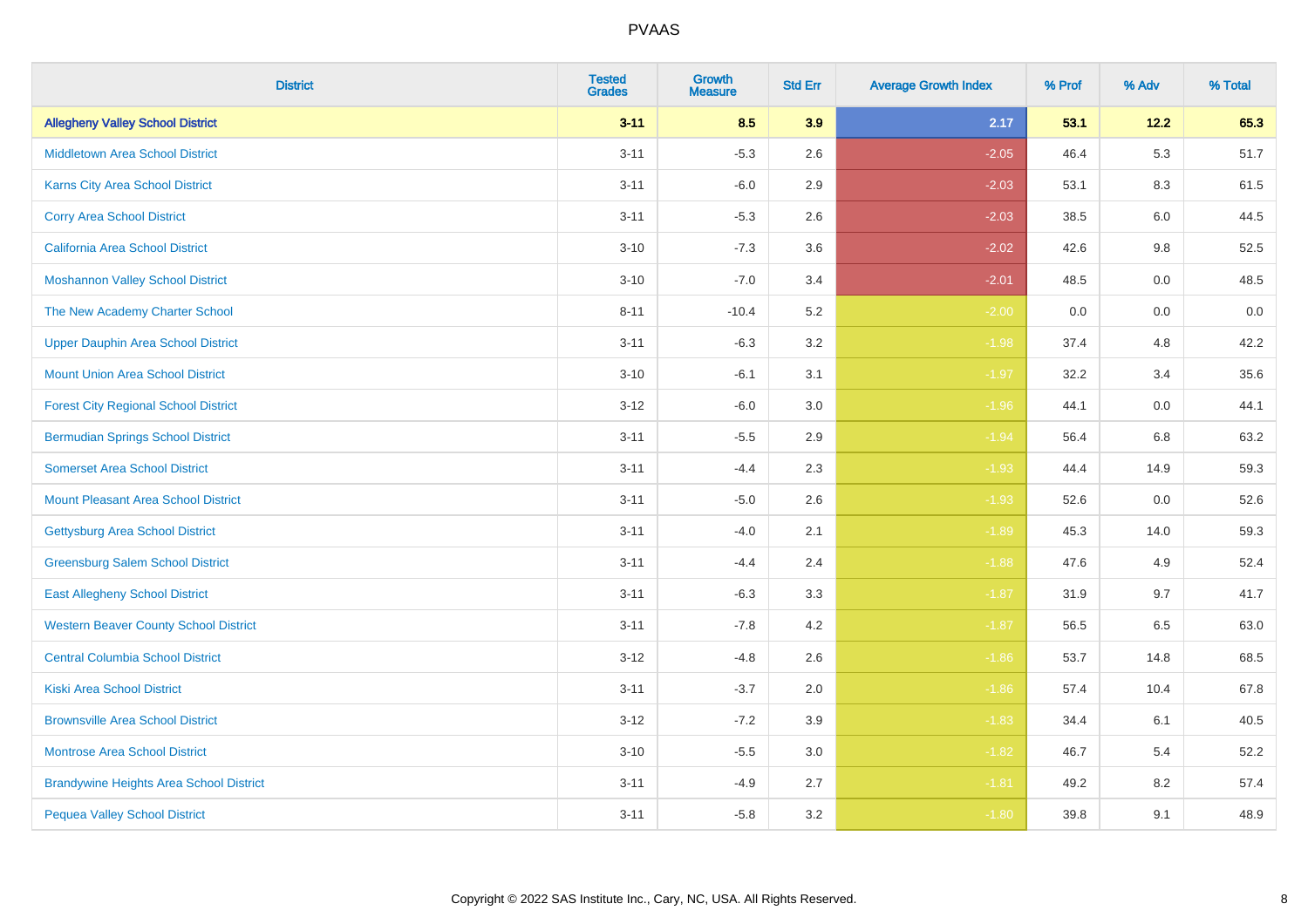# PVAAS

| District | Tested Grades | Growth Measure | Std Err | Average Growth Index | % Prof | % Adv | % Total |
|---|---|---|---|---|---|---|---|
| **Allegheny Valley School District** | **3-11** | **8.5** | **3.9** | **2.17** | **53.1** | **12.2** | **65.3** |
| Middletown Area School District | 3-11 | -5.3 | 2.6 | -2.05 | 46.4 | 5.3 | 51.7 |
| Karns City Area School District | 3-11 | -6.0 | 2.9 | -2.03 | 53.1 | 8.3 | 61.5 |
| Corry Area School District | 3-11 | -5.3 | 2.6 | -2.03 | 38.5 | 6.0 | 44.5 |
| California Area School District | 3-10 | -7.3 | 3.6 | -2.02 | 42.6 | 9.8 | 52.5 |
| Moshannon Valley School District | 3-10 | -7.0 | 3.4 | -2.01 | 48.5 | 0.0 | 48.5 |
| The New Academy Charter School | 8-11 | -10.4 | 5.2 | -2.00 | 0.0 | 0.0 | 0.0 |
| Upper Dauphin Area School District | 3-11 | -6.3 | 3.2 | -1.98 | 37.4 | 4.8 | 42.2 |
| Mount Union Area School District | 3-10 | -6.1 | 3.1 | -1.97 | 32.2 | 3.4 | 35.6 |
| Forest City Regional School District | 3-12 | -6.0 | 3.0 | -1.96 | 44.1 | 0.0 | 44.1 |
| Bermudian Springs School District | 3-11 | -5.5 | 2.9 | -1.94 | 56.4 | 6.8 | 63.2 |
| Somerset Area School District | 3-11 | -4.4 | 2.3 | -1.93 | 44.4 | 14.9 | 59.3 |
| Mount Pleasant Area School District | 3-11 | -5.0 | 2.6 | -1.93 | 52.6 | 0.0 | 52.6 |
| Gettysburg Area School District | 3-11 | -4.0 | 2.1 | -1.89 | 45.3 | 14.0 | 59.3 |
| Greensburg Salem School District | 3-11 | -4.4 | 2.4 | -1.88 | 47.6 | 4.9 | 52.4 |
| East Allegheny School District | 3-11 | -6.3 | 3.3 | -1.87 | 31.9 | 9.7 | 41.7 |
| Western Beaver County School District | 3-11 | -7.8 | 4.2 | -1.87 | 56.5 | 6.5 | 63.0 |
| Central Columbia School District | 3-12 | -4.8 | 2.6 | -1.86 | 53.7 | 14.8 | 68.5 |
| Kiski Area School District | 3-11 | -3.7 | 2.0 | -1.86 | 57.4 | 10.4 | 67.8 |
| Brownsville Area School District | 3-12 | -7.2 | 3.9 | -1.83 | 34.4 | 6.1 | 40.5 |
| Montrose Area School District | 3-10 | -5.5 | 3.0 | -1.82 | 46.7 | 5.4 | 52.2 |
| Brandywine Heights Area School District | 3-11 | -4.9 | 2.7 | -1.81 | 49.2 | 8.2 | 57.4 |
| Pequea Valley School District | 3-11 | -5.8 | 3.2 | -1.80 | 39.8 | 9.1 | 48.9 |

Copyright © 2022 SAS Institute Inc., Cary, NC, USA. All Rights Reserved.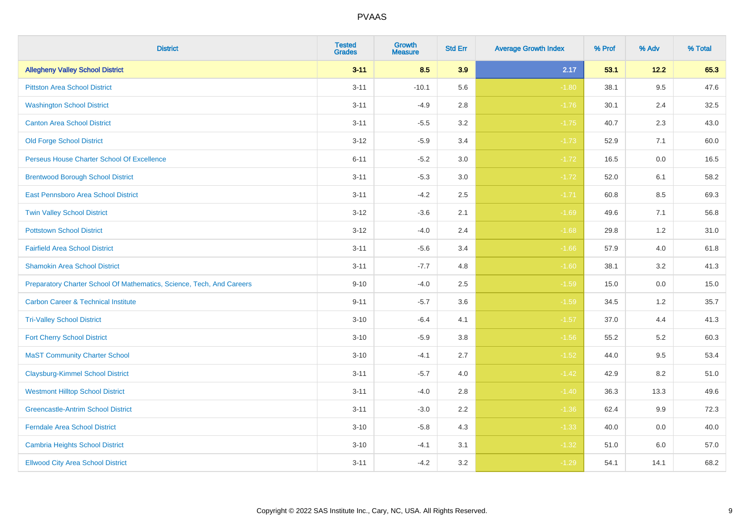PVAAS

| District | Tested Grades | Growth Measure | Std Err | Average Growth Index | % Prof | % Adv | % Total |
|---|---|---|---|---|---|---|---|
| **Allegheny Valley School District** | **3-11** | **8.5** | **3.9** | **2.17** | **53.1** | **12.2** | **65.3** |
| Pittston Area School District | 3-11 | -10.1 | 5.6 | -1.80 | 38.1 | 9.5 | 47.6 |
| Washington School District | 3-11 | -4.9 | 2.8 | -1.76 | 30.1 | 2.4 | 32.5 |
| Canton Area School District | 3-11 | -5.5 | 3.2 | -1.75 | 40.7 | 2.3 | 43.0 |
| Old Forge School District | 3-12 | -5.9 | 3.4 | -1.73 | 52.9 | 7.1 | 60.0 |
| Perseus House Charter School Of Excellence | 6-11 | -5.2 | 3.0 | -1.72 | 16.5 | 0.0 | 16.5 |
| Brentwood Borough School District | 3-11 | -5.3 | 3.0 | -1.72 | 52.0 | 6.1 | 58.2 |
| East Pennsboro Area School District | 3-11 | -4.2 | 2.5 | -1.71 | 60.8 | 8.5 | 69.3 |
| Twin Valley School District | 3-12 | -3.6 | 2.1 | -1.69 | 49.6 | 7.1 | 56.8 |
| Pottstown School District | 3-12 | -4.0 | 2.4 | -1.68 | 29.8 | 1.2 | 31.0 |
| Fairfield Area School District | 3-11 | -5.6 | 3.4 | -1.66 | 57.9 | 4.0 | 61.8 |
| Shamokin Area School District | 3-11 | -7.7 | 4.8 | -1.60 | 38.1 | 3.2 | 41.3 |
| Preparatory Charter School Of Mathematics, Science, Tech, And Careers | 9-10 | -4.0 | 2.5 | -1.59 | 15.0 | 0.0 | 15.0 |
| Carbon Career & Technical Institute | 9-11 | -5.7 | 3.6 | -1.59 | 34.5 | 1.2 | 35.7 |
| Tri-Valley School District | 3-10 | -6.4 | 4.1 | -1.57 | 37.0 | 4.4 | 41.3 |
| Fort Cherry School District | 3-10 | -5.9 | 3.8 | -1.56 | 55.2 | 5.2 | 60.3 |
| MaST Community Charter School | 3-10 | -4.1 | 2.7 | -1.52 | 44.0 | 9.5 | 53.4 |
| Claysburg-Kimmel School District | 3-11 | -5.7 | 4.0 | -1.42 | 42.9 | 8.2 | 51.0 |
| Westmont Hilltop School District | 3-11 | -4.0 | 2.8 | -1.40 | 36.3 | 13.3 | 49.6 |
| Greencastle-Antrim School District | 3-11 | -3.0 | 2.2 | -1.36 | 62.4 | 9.9 | 72.3 |
| Ferndale Area School District | 3-10 | -5.8 | 4.3 | -1.33 | 40.0 | 0.0 | 40.0 |
| Cambria Heights School District | 3-10 | -4.1 | 3.1 | -1.32 | 51.0 | 6.0 | 57.0 |
| Ellwood City Area School District | 3-11 | -4.2 | 3.2 | -1.29 | 54.1 | 14.1 | 68.2 |

Copyright © 2022 SAS Institute Inc., Cary, NC, USA. All Rights Reserved.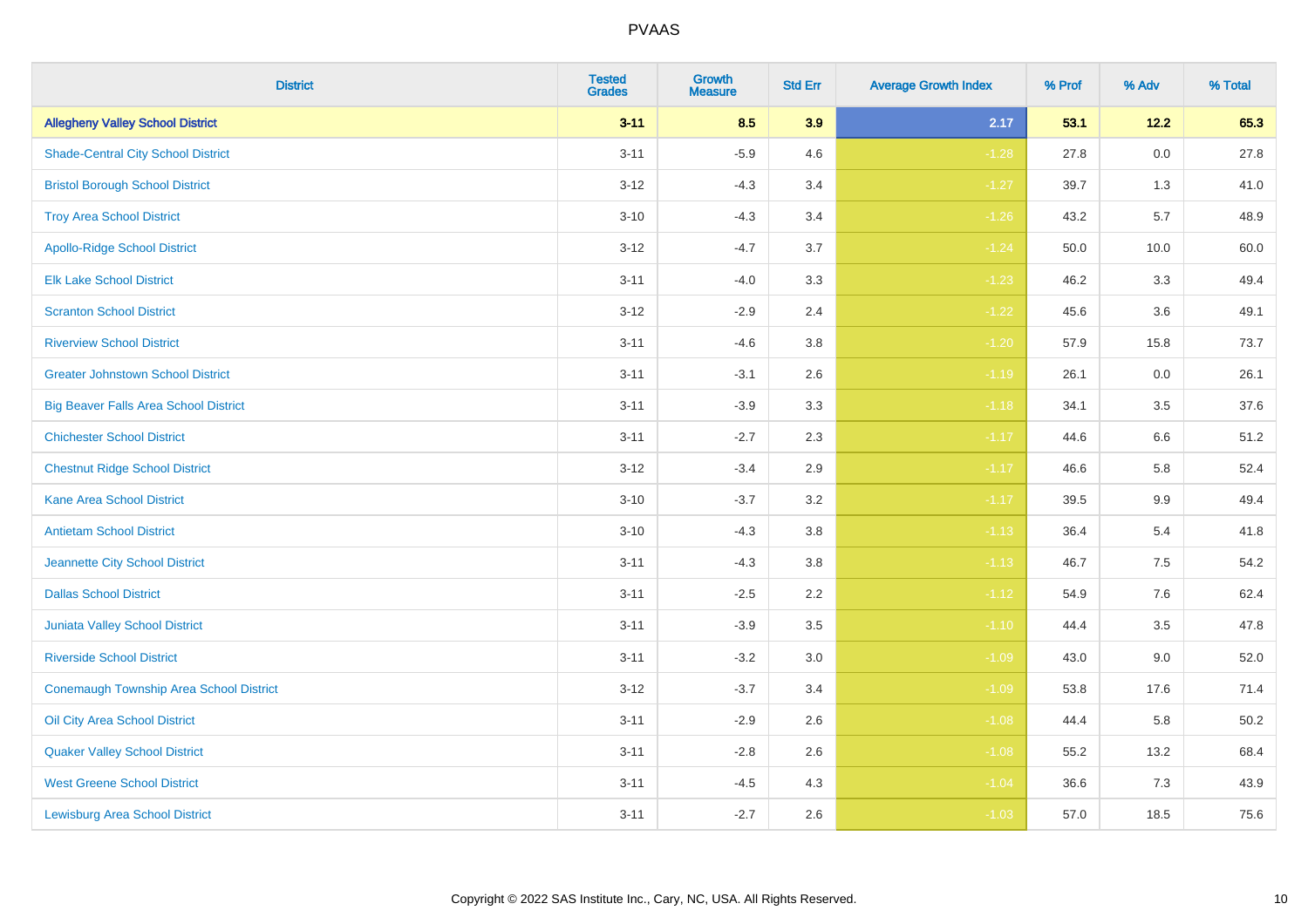| District | Tested Grades | Growth Measure | Std Err | Average Growth Index | % Prof | % Adv | % Total |
|---|---|---|---|---|---|---|---|
| **Allegheny Valley School District** | **3-11** | **8.5** | **3.9** | **2.17** | **53.1** | **12.2** | **65.3** |
| Shade-Central City School District | 3-11 | -5.9 | 4.6 | -1.28 | 27.8 | 0.0 | 27.8 |
| Bristol Borough School District | 3-12 | -4.3 | 3.4 | -1.27 | 39.7 | 1.3 | 41.0 |
| Troy Area School District | 3-10 | -4.3 | 3.4 | -1.26 | 43.2 | 5.7 | 48.9 |
| Apollo-Ridge School District | 3-12 | -4.7 | 3.7 | -1.24 | 50.0 | 10.0 | 60.0 |
| Elk Lake School District | 3-11 | -4.0 | 3.3 | -1.23 | 46.2 | 3.3 | 49.4 |
| Scranton School District | 3-12 | -2.9 | 2.4 | -1.22 | 45.6 | 3.6 | 49.1 |
| Riverview School District | 3-11 | -4.6 | 3.8 | -1.20 | 57.9 | 15.8 | 73.7 |
| Greater Johnstown School District | 3-11 | -3.1 | 2.6 | -1.19 | 26.1 | 0.0 | 26.1 |
| Big Beaver Falls Area School District | 3-11 | -3.9 | 3.3 | -1.18 | 34.1 | 3.5 | 37.6 |
| Chichester School District | 3-11 | -2.7 | 2.3 | -1.17 | 44.6 | 6.6 | 51.2 |
| Chestnut Ridge School District | 3-12 | -3.4 | 2.9 | -1.17 | 46.6 | 5.8 | 52.4 |
| Kane Area School District | 3-10 | -3.7 | 3.2 | -1.17 | 39.5 | 9.9 | 49.4 |
| Antietam School District | 3-10 | -4.3 | 3.8 | -1.13 | 36.4 | 5.4 | 41.8 |
| Jeannette City School District | 3-11 | -4.3 | 3.8 | -1.13 | 46.7 | 7.5 | 54.2 |
| Dallas School District | 3-11 | -2.5 | 2.2 | -1.12 | 54.9 | 7.6 | 62.4 |
| Juniata Valley School District | 3-11 | -3.9 | 3.5 | -1.10 | 44.4 | 3.5 | 47.8 |
| Riverside School District | 3-11 | -3.2 | 3.0 | -1.09 | 43.0 | 9.0 | 52.0 |
| Conemaugh Township Area School District | 3-12 | -3.7 | 3.4 | -1.09 | 53.8 | 17.6 | 71.4 |
| Oil City Area School District | 3-11 | -2.9 | 2.6 | -1.08 | 44.4 | 5.8 | 50.2 |
| Quaker Valley School District | 3-11 | -2.8 | 2.6 | -1.08 | 55.2 | 13.2 | 68.4 |
| West Greene School District | 3-11 | -4.5 | 4.3 | -1.04 | 36.6 | 7.3 | 43.9 |
| Lewisburg Area School District | 3-11 | -2.7 | 2.6 | -1.03 | 57.0 | 18.5 | 75.6 |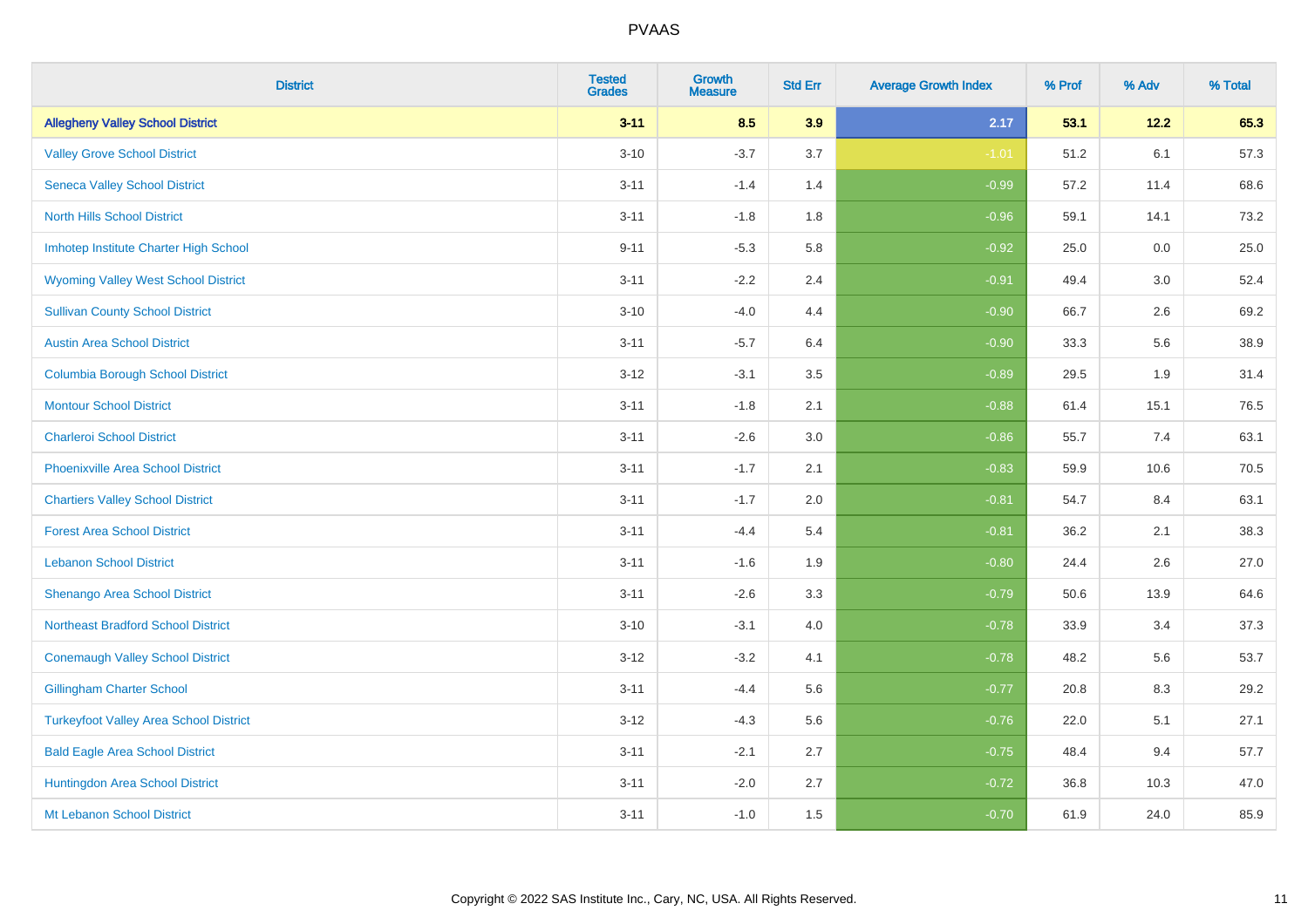# PVAAS

| District | Tested Grades | Growth Measure | Std Err | Average Growth Index | % Prof | % Adv | % Total |
|---|---|---|---|---|---|---|---|
| **Allegheny Valley School District** | **3-11** | **8.5** | **3.9** | **2.17** | **53.1** | **12.2** | **65.3** |
| Valley Grove School District | 3-10 | -3.7 | 3.7 | -1.01 | 51.2 | 6.1 | 57.3 |
| Seneca Valley School District | 3-11 | -1.4 | 1.4 | -0.99 | 57.2 | 11.4 | 68.6 |
| North Hills School District | 3-11 | -1.8 | 1.8 | -0.96 | 59.1 | 14.1 | 73.2 |
| Imhotep Institute Charter High School | 9-11 | -5.3 | 5.8 | -0.92 | 25.0 | 0.0 | 25.0 |
| Wyoming Valley West School District | 3-11 | -2.2 | 2.4 | -0.91 | 49.4 | 3.0 | 52.4 |
| Sullivan County School District | 3-10 | -4.0 | 4.4 | -0.90 | 66.7 | 2.6 | 69.2 |
| Austin Area School District | 3-11 | -5.7 | 6.4 | -0.90 | 33.3 | 5.6 | 38.9 |
| Columbia Borough School District | 3-12 | -3.1 | 3.5 | -0.89 | 29.5 | 1.9 | 31.4 |
| Montour School District | 3-11 | -1.8 | 2.1 | -0.88 | 61.4 | 15.1 | 76.5 |
| Charleroi School District | 3-11 | -2.6 | 3.0 | -0.86 | 55.7 | 7.4 | 63.1 |
| Phoenixville Area School District | 3-11 | -1.7 | 2.1 | -0.83 | 59.9 | 10.6 | 70.5 |
| Chartiers Valley School District | 3-11 | -1.7 | 2.0 | -0.81 | 54.7 | 8.4 | 63.1 |
| Forest Area School District | 3-11 | -4.4 | 5.4 | -0.81 | 36.2 | 2.1 | 38.3 |
| Lebanon School District | 3-11 | -1.6 | 1.9 | -0.80 | 24.4 | 2.6 | 27.0 |
| Shenango Area School District | 3-11 | -2.6 | 3.3 | -0.79 | 50.6 | 13.9 | 64.6 |
| Northeast Bradford School District | 3-10 | -3.1 | 4.0 | -0.78 | 33.9 | 3.4 | 37.3 |
| Conemaugh Valley School District | 3-12 | -3.2 | 4.1 | -0.78 | 48.2 | 5.6 | 53.7 |
| Gillingham Charter School | 3-11 | -4.4 | 5.6 | -0.77 | 20.8 | 8.3 | 29.2 |
| Turkeyfoot Valley Area School District | 3-12 | -4.3 | 5.6 | -0.76 | 22.0 | 5.1 | 27.1 |
| Bald Eagle Area School District | 3-11 | -2.1 | 2.7 | -0.75 | 48.4 | 9.4 | 57.7 |
| Huntingdon Area School District | 3-11 | -2.0 | 2.7 | -0.72 | 36.8 | 10.3 | 47.0 |
| Mt Lebanon School District | 3-11 | -1.0 | 1.5 | -0.70 | 61.9 | 24.0 | 85.9 |

Copyright © 2022 SAS Institute Inc., Cary, NC, USA. All Rights Reserved.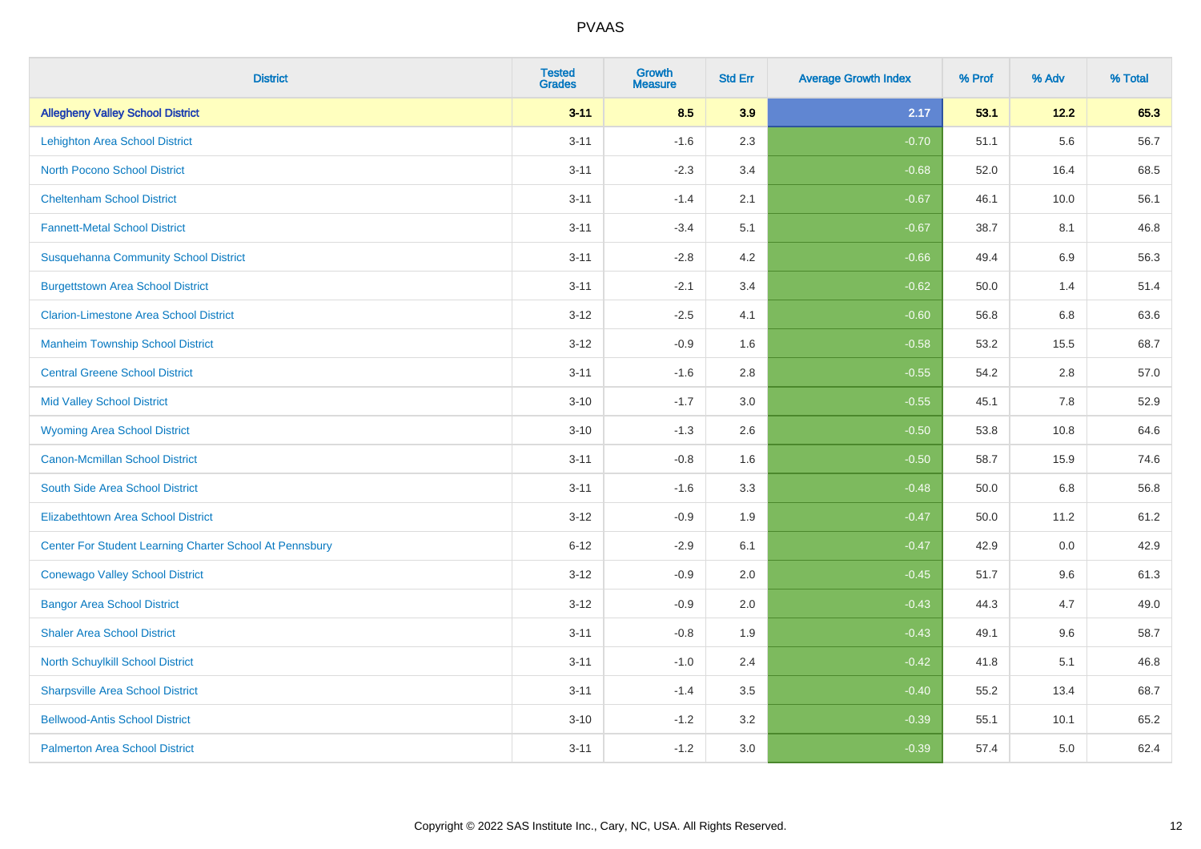# PVAAS

| District | Tested Grades | Growth Measure | Std Err | Average Growth Index | % Prof | % Adv | % Total |
|---|---|---|---|---|---|---|---|
| **Allegheny Valley School District** | **3-11** | **8.5** | **3.9** | **2.17** | **53.1** | **12.2** | **65.3** |
| Lehighton Area School District | 3-11 | -1.6 | 2.3 | -0.70 | 51.1 | 5.6 | 56.7 |
| North Pocono School District | 3-11 | -2.3 | 3.4 | -0.68 | 52.0 | 16.4 | 68.5 |
| Cheltenham School District | 3-11 | -1.4 | 2.1 | -0.67 | 46.1 | 10.0 | 56.1 |
| Fannett-Metal School District | 3-11 | -3.4 | 5.1 | -0.67 | 38.7 | 8.1 | 46.8 |
| Susquehanna Community School District | 3-11 | -2.8 | 4.2 | -0.66 | 49.4 | 6.9 | 56.3 |
| Burgettstown Area School District | 3-11 | -2.1 | 3.4 | -0.62 | 50.0 | 1.4 | 51.4 |
| Clarion-Limestone Area School District | 3-12 | -2.5 | 4.1 | -0.60 | 56.8 | 6.8 | 63.6 |
| Manheim Township School District | 3-12 | -0.9 | 1.6 | -0.58 | 53.2 | 15.5 | 68.7 |
| Central Greene School District | 3-11 | -1.6 | 2.8 | -0.55 | 54.2 | 2.8 | 57.0 |
| Mid Valley School District | 3-10 | -1.7 | 3.0 | -0.55 | 45.1 | 7.8 | 52.9 |
| Wyoming Area School District | 3-10 | -1.3 | 2.6 | -0.50 | 53.8 | 10.8 | 64.6 |
| Canon-Mcmillan School District | 3-11 | -0.8 | 1.6 | -0.50 | 58.7 | 15.9 | 74.6 |
| South Side Area School District | 3-11 | -1.6 | 3.3 | -0.48 | 50.0 | 6.8 | 56.8 |
| Elizabethtown Area School District | 3-12 | -0.9 | 1.9 | -0.47 | 50.0 | 11.2 | 61.2 |
| Center For Student Learning Charter School At Pennsbury | 6-12 | -2.9 | 6.1 | -0.47 | 42.9 | 0.0 | 42.9 |
| Conewago Valley School District | 3-12 | -0.9 | 2.0 | -0.45 | 51.7 | 9.6 | 61.3 |
| Bangor Area School District | 3-12 | -0.9 | 2.0 | -0.43 | 44.3 | 4.7 | 49.0 |
| Shaler Area School District | 3-11 | -0.8 | 1.9 | -0.43 | 49.1 | 9.6 | 58.7 |
| North Schuylkill School District | 3-11 | -1.0 | 2.4 | -0.42 | 41.8 | 5.1 | 46.8 |
| Sharpsville Area School District | 3-11 | -1.4 | 3.5 | -0.40 | 55.2 | 13.4 | 68.7 |
| Bellwood-Antis School District | 3-10 | -1.2 | 3.2 | -0.39 | 55.1 | 10.1 | 65.2 |
| Palmerton Area School District | 3-11 | -1.2 | 3.0 | -0.39 | 57.4 | 5.0 | 62.4 |

Copyright © 2022 SAS Institute Inc., Cary, NC, USA. All Rights Reserved.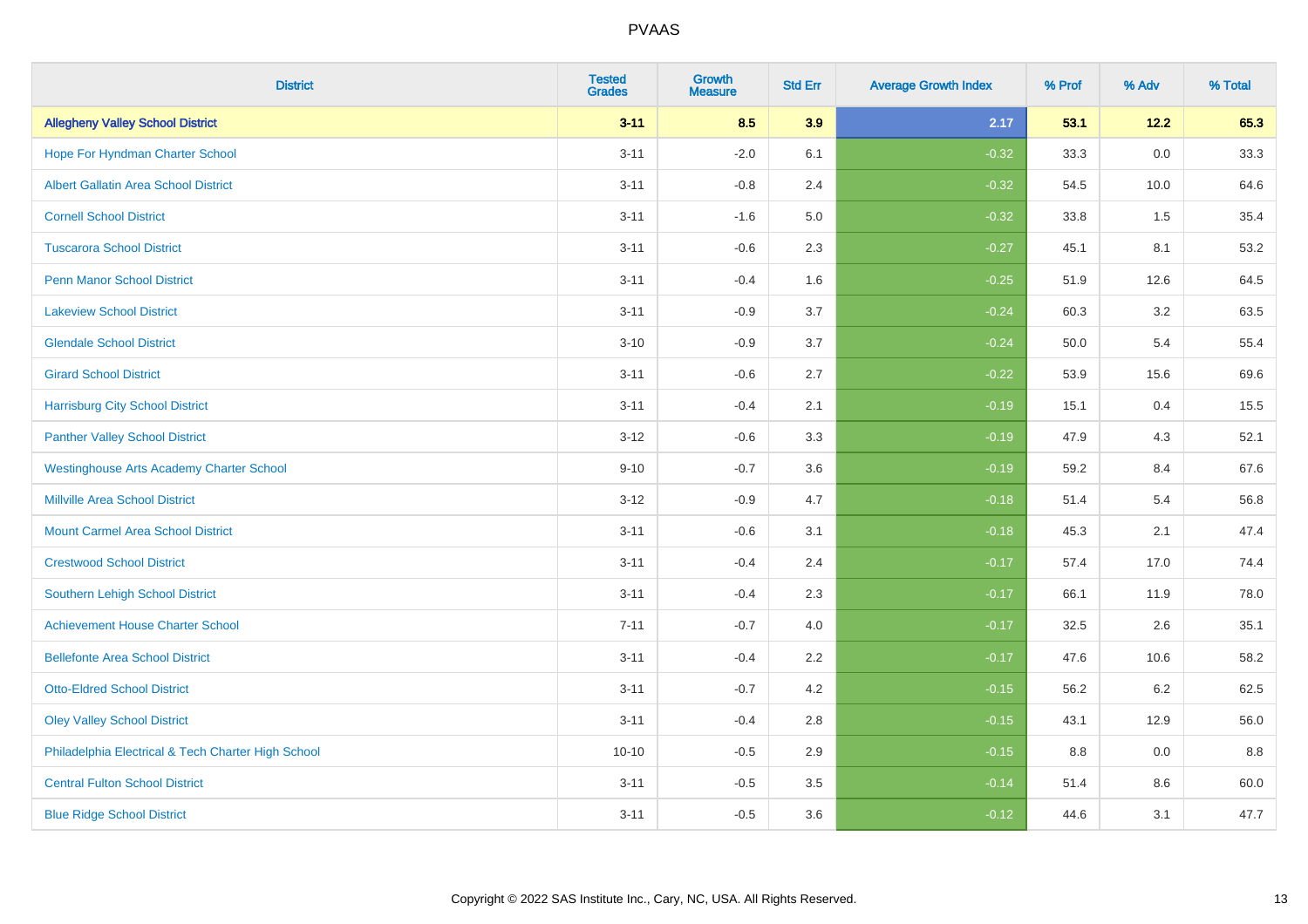# PVAAS

| District | Tested Grades | Growth Measure | Std Err | Average Growth Index | % Prof | % Adv | % Total |
|---|---|---|---|---|---|---|---|
| **Allegheny Valley School District** | **3-11** | **8.5** | **3.9** | **2.17** | **53.1** | **12.2** | **65.3** |
| Hope For Hyndman Charter School | 3-11 | -2.0 | 6.1 | -0.32 | 33.3 | 0.0 | 33.3 |
| Albert Gallatin Area School District | 3-11 | -0.8 | 2.4 | -0.32 | 54.5 | 10.0 | 64.6 |
| Cornell School District | 3-11 | -1.6 | 5.0 | -0.32 | 33.8 | 1.5 | 35.4 |
| Tuscarora School District | 3-11 | -0.6 | 2.3 | -0.27 | 45.1 | 8.1 | 53.2 |
| Penn Manor School District | 3-11 | -0.4 | 1.6 | -0.25 | 51.9 | 12.6 | 64.5 |
| Lakeview School District | 3-11 | -0.9 | 3.7 | -0.24 | 60.3 | 3.2 | 63.5 |
| Glendale School District | 3-10 | -0.9 | 3.7 | -0.24 | 50.0 | 5.4 | 55.4 |
| Girard School District | 3-11 | -0.6 | 2.7 | -0.22 | 53.9 | 15.6 | 69.6 |
| Harrisburg City School District | 3-11 | -0.4 | 2.1 | -0.19 | 15.1 | 0.4 | 15.5 |
| Panther Valley School District | 3-12 | -0.6 | 3.3 | -0.19 | 47.9 | 4.3 | 52.1 |
| Westinghouse Arts Academy Charter School | 9-10 | -0.7 | 3.6 | -0.19 | 59.2 | 8.4 | 67.6 |
| Millville Area School District | 3-12 | -0.9 | 4.7 | -0.18 | 51.4 | 5.4 | 56.8 |
| Mount Carmel Area School District | 3-11 | -0.6 | 3.1 | -0.18 | 45.3 | 2.1 | 47.4 |
| Crestwood School District | 3-11 | -0.4 | 2.4 | -0.17 | 57.4 | 17.0 | 74.4 |
| Southern Lehigh School District | 3-11 | -0.4 | 2.3 | -0.17 | 66.1 | 11.9 | 78.0 |
| Achievement House Charter School | 7-11 | -0.7 | 4.0 | -0.17 | 32.5 | 2.6 | 35.1 |
| Bellefonte Area School District | 3-11 | -0.4 | 2.2 | -0.17 | 47.6 | 10.6 | 58.2 |
| Otto-Eldred School District | 3-11 | -0.7 | 4.2 | -0.15 | 56.2 | 6.2 | 62.5 |
| Oley Valley School District | 3-11 | -0.4 | 2.8 | -0.15 | 43.1 | 12.9 | 56.0 |
| Philadelphia Electrical & Tech Charter High School | 10-10 | -0.5 | 2.9 | -0.15 | 8.8 | 0.0 | 8.8 |
| Central Fulton School District | 3-11 | -0.5 | 3.5 | -0.14 | 51.4 | 8.6 | 60.0 |
| Blue Ridge School District | 3-11 | -0.5 | 3.6 | -0.12 | 44.6 | 3.1 | 47.7 |

Copyright © 2022 SAS Institute Inc., Cary, NC, USA. All Rights Reserved.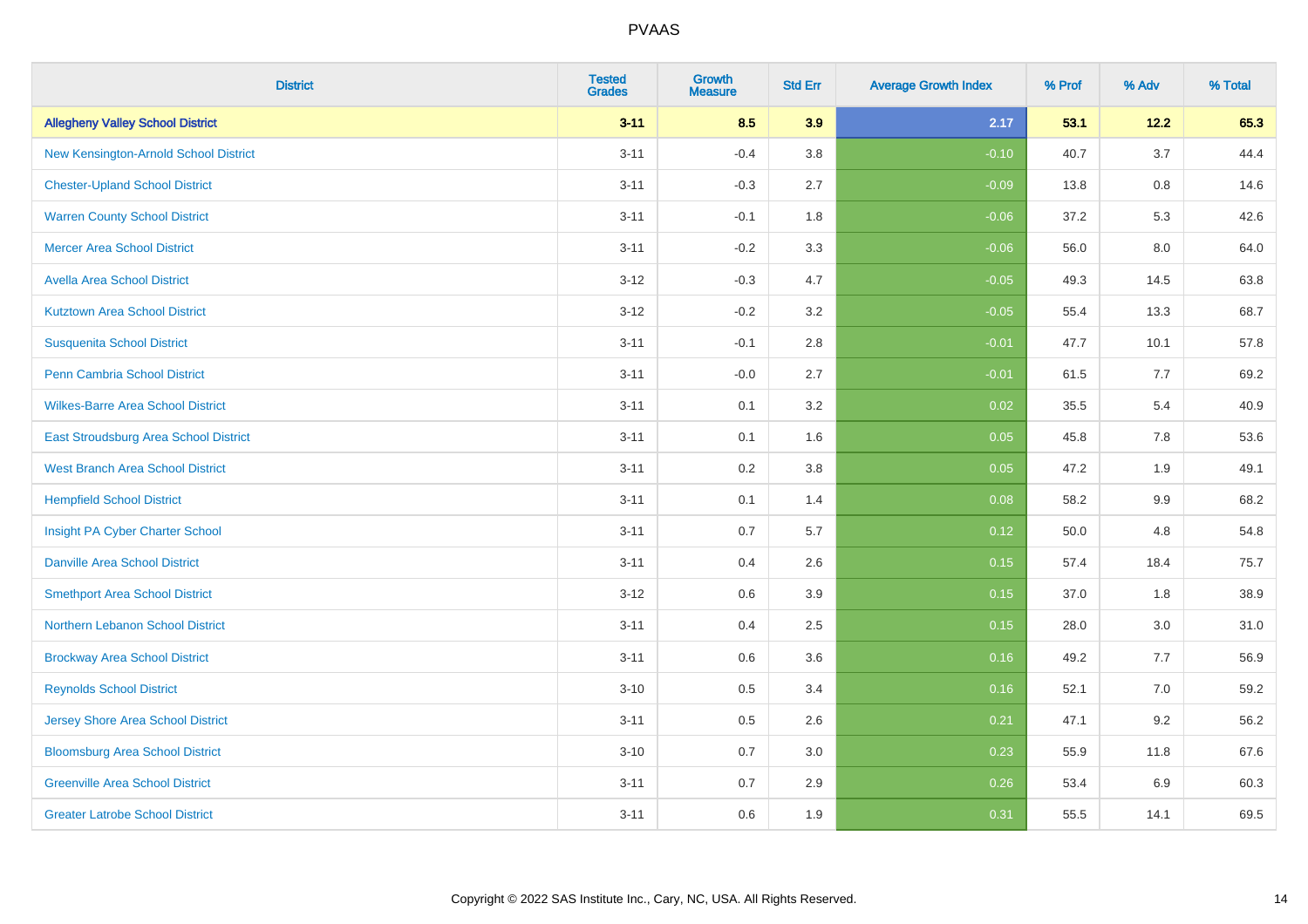# PVAAS

| District | Tested Grades | Growth Measure | Std Err | Average Growth Index | % Prof | % Adv | % Total |
|---|---|---|---|---|---|---|---|
| **Allegheny Valley School District** | **3-11** | **8.5** | **3.9** | **2.17** | **53.1** | **12.2** | **65.3** |
| New Kensington-Arnold School District | 3-11 | -0.4 | 3.8 | -0.10 | 40.7 | 3.7 | 44.4 |
| Chester-Upland School District | 3-11 | -0.3 | 2.7 | -0.09 | 13.8 | 0.8 | 14.6 |
| Warren County School District | 3-11 | -0.1 | 1.8 | -0.06 | 37.2 | 5.3 | 42.6 |
| Mercer Area School District | 3-11 | -0.2 | 3.3 | -0.06 | 56.0 | 8.0 | 64.0 |
| Avella Area School District | 3-12 | -0.3 | 4.7 | -0.05 | 49.3 | 14.5 | 63.8 |
| Kutztown Area School District | 3-12 | -0.2 | 3.2 | -0.05 | 55.4 | 13.3 | 68.7 |
| Susquenita School District | 3-11 | -0.1 | 2.8 | -0.01 | 47.7 | 10.1 | 57.8 |
| Penn Cambria School District | 3-11 | -0.0 | 2.7 | -0.01 | 61.5 | 7.7 | 69.2 |
| Wilkes-Barre Area School District | 3-11 | 0.1 | 3.2 | 0.02 | 35.5 | 5.4 | 40.9 |
| East Stroudsburg Area School District | 3-11 | 0.1 | 1.6 | 0.05 | 45.8 | 7.8 | 53.6 |
| West Branch Area School District | 3-11 | 0.2 | 3.8 | 0.05 | 47.2 | 1.9 | 49.1 |
| Hempfield School District | 3-11 | 0.1 | 1.4 | 0.08 | 58.2 | 9.9 | 68.2 |
| Insight PA Cyber Charter School | 3-11 | 0.7 | 5.7 | 0.12 | 50.0 | 4.8 | 54.8 |
| Danville Area School District | 3-11 | 0.4 | 2.6 | 0.15 | 57.4 | 18.4 | 75.7 |
| Smethport Area School District | 3-12 | 0.6 | 3.9 | 0.15 | 37.0 | 1.8 | 38.9 |
| Northern Lebanon School District | 3-11 | 0.4 | 2.5 | 0.15 | 28.0 | 3.0 | 31.0 |
| Brockway Area School District | 3-11 | 0.6 | 3.6 | 0.16 | 49.2 | 7.7 | 56.9 |
| Reynolds School District | 3-10 | 0.5 | 3.4 | 0.16 | 52.1 | 7.0 | 59.2 |
| Jersey Shore Area School District | 3-11 | 0.5 | 2.6 | 0.21 | 47.1 | 9.2 | 56.2 |
| Bloomsburg Area School District | 3-10 | 0.7 | 3.0 | 0.23 | 55.9 | 11.8 | 67.6 |
| Greenville Area School District | 3-11 | 0.7 | 2.9 | 0.26 | 53.4 | 6.9 | 60.3 |
| Greater Latrobe School District | 3-11 | 0.6 | 1.9 | 0.31 | 55.5 | 14.1 | 69.5 |

Copyright © 2022 SAS Institute Inc., Cary, NC, USA. All Rights Reserved.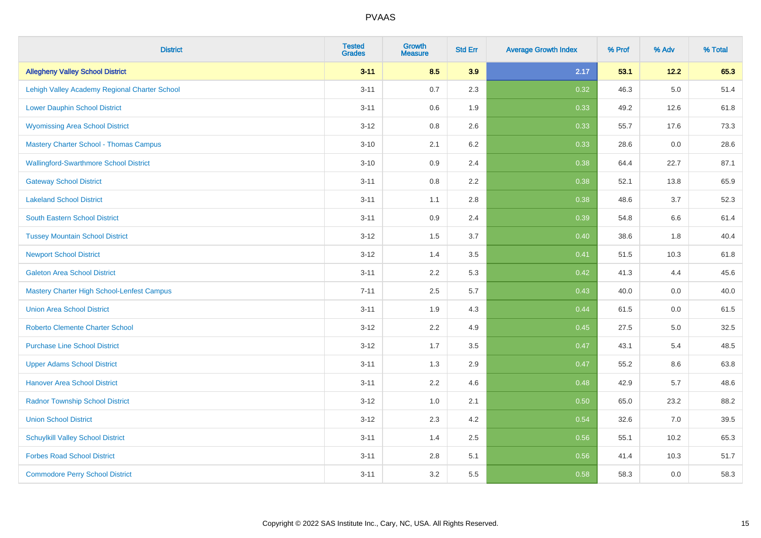PVAAS

| District | Tested Grades | Growth Measure | Std Err | Average Growth Index | % Prof | % Adv | % Total |
|---|---|---|---|---|---|---|---|
| **Allegheny Valley School District** | **3-11** | **8.5** | **3.9** | **2.17** | **53.1** | **12.2** | **65.3** |
| Lehigh Valley Academy Regional Charter School | 3-11 | 0.7 | 2.3 | 0.32 | 46.3 | 5.0 | 51.4 |
| Lower Dauphin School District | 3-11 | 0.6 | 1.9 | 0.33 | 49.2 | 12.6 | 61.8 |
| Wyomissing Area School District | 3-12 | 0.8 | 2.6 | 0.33 | 55.7 | 17.6 | 73.3 |
| Mastery Charter School - Thomas Campus | 3-10 | 2.1 | 6.2 | 0.33 | 28.6 | 0.0 | 28.6 |
| Wallingford-Swarthmore School District | 3-10 | 0.9 | 2.4 | 0.38 | 64.4 | 22.7 | 87.1 |
| Gateway School District | 3-11 | 0.8 | 2.2 | 0.38 | 52.1 | 13.8 | 65.9 |
| Lakeland School District | 3-11 | 1.1 | 2.8 | 0.38 | 48.6 | 3.7 | 52.3 |
| South Eastern School District | 3-11 | 0.9 | 2.4 | 0.39 | 54.8 | 6.6 | 61.4 |
| Tussey Mountain School District | 3-12 | 1.5 | 3.7 | 0.40 | 38.6 | 1.8 | 40.4 |
| Newport School District | 3-12 | 1.4 | 3.5 | 0.41 | 51.5 | 10.3 | 61.8 |
| Galeton Area School District | 3-11 | 2.2 | 5.3 | 0.42 | 41.3 | 4.4 | 45.6 |
| Mastery Charter High School-Lenfest Campus | 7-11 | 2.5 | 5.7 | 0.43 | 40.0 | 0.0 | 40.0 |
| Union Area School District | 3-11 | 1.9 | 4.3 | 0.44 | 61.5 | 0.0 | 61.5 |
| Roberto Clemente Charter School | 3-12 | 2.2 | 4.9 | 0.45 | 27.5 | 5.0 | 32.5 |
| Purchase Line School District | 3-12 | 1.7 | 3.5 | 0.47 | 43.1 | 5.4 | 48.5 |
| Upper Adams School District | 3-11 | 1.3 | 2.9 | 0.47 | 55.2 | 8.6 | 63.8 |
| Hanover Area School District | 3-11 | 2.2 | 4.6 | 0.48 | 42.9 | 5.7 | 48.6 |
| Radnor Township School District | 3-12 | 1.0 | 2.1 | 0.50 | 65.0 | 23.2 | 88.2 |
| Union School District | 3-12 | 2.3 | 4.2 | 0.54 | 32.6 | 7.0 | 39.5 |
| Schuylkill Valley School District | 3-11 | 1.4 | 2.5 | 0.56 | 55.1 | 10.2 | 65.3 |
| Forbes Road School District | 3-11 | 2.8 | 5.1 | 0.56 | 41.4 | 10.3 | 51.7 |
| Commodore Perry School District | 3-11 | 3.2 | 5.5 | 0.58 | 58.3 | 0.0 | 58.3 |

Copyright © 2022 SAS Institute Inc., Cary, NC, USA. All Rights Reserved.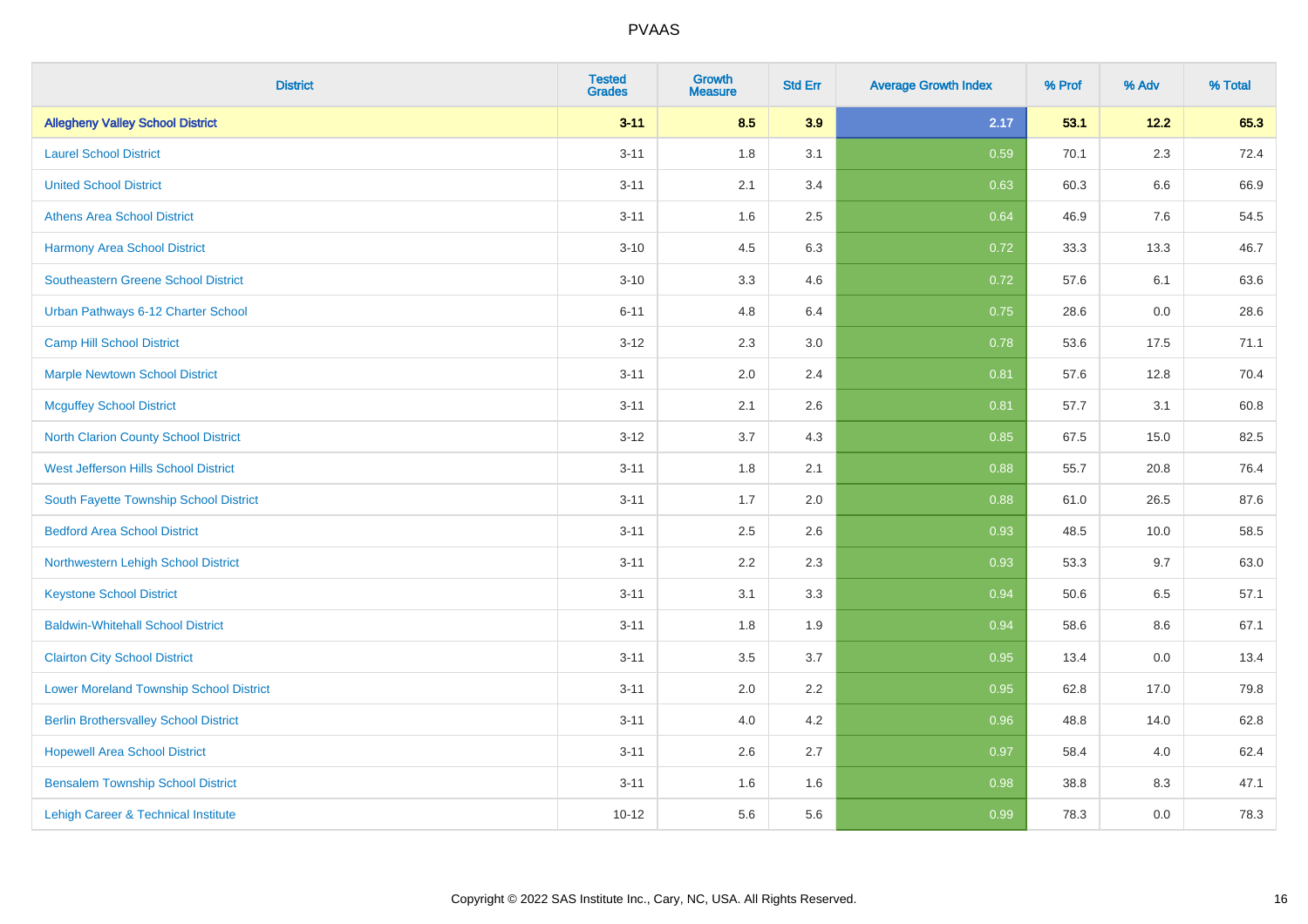# PVAAS

| District | Tested Grades | Growth Measure | Std Err | Average Growth Index | % Prof | % Adv | % Total |
|---|---|---|---|---|---|---|---|
| **Allegheny Valley School District** | **3-11** | **8.5** | **3.9** | **2.17** | **53.1** | **12.2** | **65.3** |
| Laurel School District | 3-11 | 1.8 | 3.1 | 0.59 | 70.1 | 2.3 | 72.4 |
| United School District | 3-11 | 2.1 | 3.4 | 0.63 | 60.3 | 6.6 | 66.9 |
| Athens Area School District | 3-11 | 1.6 | 2.5 | 0.64 | 46.9 | 7.6 | 54.5 |
| Harmony Area School District | 3-10 | 4.5 | 6.3 | 0.72 | 33.3 | 13.3 | 46.7 |
| Southeastern Greene School District | 3-10 | 3.3 | 4.6 | 0.72 | 57.6 | 6.1 | 63.6 |
| Urban Pathways 6-12 Charter School | 6-11 | 4.8 | 6.4 | 0.75 | 28.6 | 0.0 | 28.6 |
| Camp Hill School District | 3-12 | 2.3 | 3.0 | 0.78 | 53.6 | 17.5 | 71.1 |
| Marple Newtown School District | 3-11 | 2.0 | 2.4 | 0.81 | 57.6 | 12.8 | 70.4 |
| Mcguffey School District | 3-11 | 2.1 | 2.6 | 0.81 | 57.7 | 3.1 | 60.8 |
| North Clarion County School District | 3-12 | 3.7 | 4.3 | 0.85 | 67.5 | 15.0 | 82.5 |
| West Jefferson Hills School District | 3-11 | 1.8 | 2.1 | 0.88 | 55.7 | 20.8 | 76.4 |
| South Fayette Township School District | 3-11 | 1.7 | 2.0 | 0.88 | 61.0 | 26.5 | 87.6 |
| Bedford Area School District | 3-11 | 2.5 | 2.6 | 0.93 | 48.5 | 10.0 | 58.5 |
| Northwestern Lehigh School District | 3-11 | 2.2 | 2.3 | 0.93 | 53.3 | 9.7 | 63.0 |
| Keystone School District | 3-11 | 3.1 | 3.3 | 0.94 | 50.6 | 6.5 | 57.1 |
| Baldwin-Whitehall School District | 3-11 | 1.8 | 1.9 | 0.94 | 58.6 | 8.6 | 67.1 |
| Clairton City School District | 3-11 | 3.5 | 3.7 | 0.95 | 13.4 | 0.0 | 13.4 |
| Lower Moreland Township School District | 3-11 | 2.0 | 2.2 | 0.95 | 62.8 | 17.0 | 79.8 |
| Berlin Brothersvalley School District | 3-11 | 4.0 | 4.2 | 0.96 | 48.8 | 14.0 | 62.8 |
| Hopewell Area School District | 3-11 | 2.6 | 2.7 | 0.97 | 58.4 | 4.0 | 62.4 |
| Bensalem Township School District | 3-11 | 1.6 | 1.6 | 0.98 | 38.8 | 8.3 | 47.1 |
| Lehigh Career & Technical Institute | 10-12 | 5.6 | 5.6 | 0.99 | 78.3 | 0.0 | 78.3 |

Copyright © 2022 SAS Institute Inc., Cary, NC, USA. All Rights Reserved.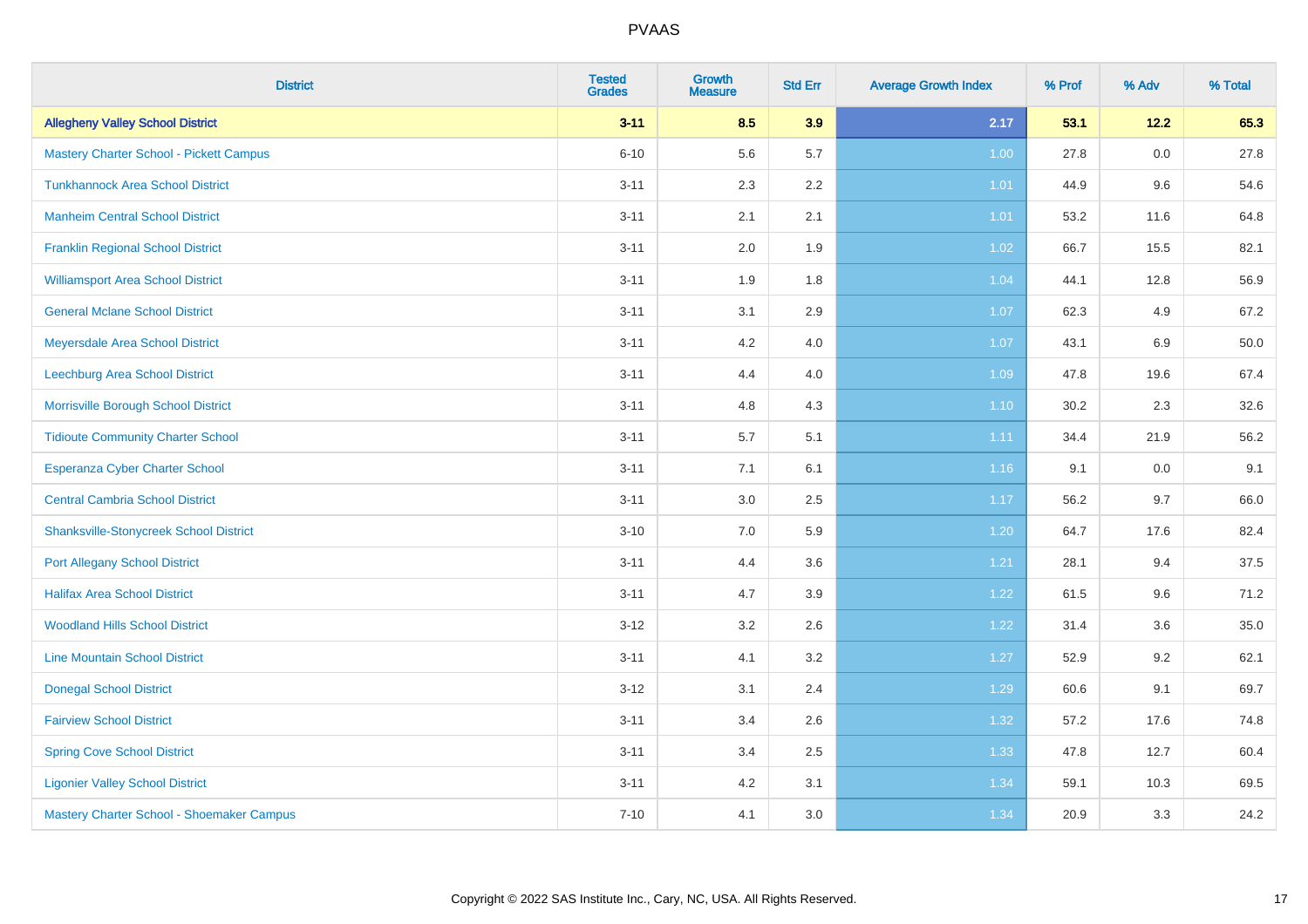| District | Tested Grades | Growth Measure | Std Err | Average Growth Index | % Prof | % Adv | % Total |
|---|---|---|---|---|---|---|---|
| **Allegheny Valley School District** | **3-11** | **8.5** | **3.9** | **2.17** | **53.1** | **12.2** | **65.3** |
| Mastery Charter School - Pickett Campus | 6-10 | 5.6 | 5.7 | 1.00 | 27.8 | 0.0 | 27.8 |
| Tunkhannock Area School District | 3-11 | 2.3 | 2.2 | 1.01 | 44.9 | 9.6 | 54.6 |
| Manheim Central School District | 3-11 | 2.1 | 2.1 | 1.01 | 53.2 | 11.6 | 64.8 |
| Franklin Regional School District | 3-11 | 2.0 | 1.9 | 1.02 | 66.7 | 15.5 | 82.1 |
| Williamsport Area School District | 3-11 | 1.9 | 1.8 | 1.04 | 44.1 | 12.8 | 56.9 |
| General Mclane School District | 3-11 | 3.1 | 2.9 | 1.07 | 62.3 | 4.9 | 67.2 |
| Meyersdale Area School District | 3-11 | 4.2 | 4.0 | 1.07 | 43.1 | 6.9 | 50.0 |
| Leechburg Area School District | 3-11 | 4.4 | 4.0 | 1.09 | 47.8 | 19.6 | 67.4 |
| Morrisville Borough School District | 3-11 | 4.8 | 4.3 | 1.10 | 30.2 | 2.3 | 32.6 |
| Tidioute Community Charter School | 3-11 | 5.7 | 5.1 | 1.11 | 34.4 | 21.9 | 56.2 |
| Esperanza Cyber Charter School | 3-11 | 7.1 | 6.1 | 1.16 | 9.1 | 0.0 | 9.1 |
| Central Cambria School District | 3-11 | 3.0 | 2.5 | 1.17 | 56.2 | 9.7 | 66.0 |
| Shanksville-Stonycreek School District | 3-10 | 7.0 | 5.9 | 1.20 | 64.7 | 17.6 | 82.4 |
| Port Allegany School District | 3-11 | 4.4 | 3.6 | 1.21 | 28.1 | 9.4 | 37.5 |
| Halifax Area School District | 3-11 | 4.7 | 3.9 | 1.22 | 61.5 | 9.6 | 71.2 |
| Woodland Hills School District | 3-12 | 3.2 | 2.6 | 1.22 | 31.4 | 3.6 | 35.0 |
| Line Mountain School District | 3-11 | 4.1 | 3.2 | 1.27 | 52.9 | 9.2 | 62.1 |
| Donegal School District | 3-12 | 3.1 | 2.4 | 1.29 | 60.6 | 9.1 | 69.7 |
| Fairview School District | 3-11 | 3.4 | 2.6 | 1.32 | 57.2 | 17.6 | 74.8 |
| Spring Cove School District | 3-11 | 3.4 | 2.5 | 1.33 | 47.8 | 12.7 | 60.4 |
| Ligonier Valley School District | 3-11 | 4.2 | 3.1 | 1.34 | 59.1 | 10.3 | 69.5 |
| Mastery Charter School - Shoemaker Campus | 7-10 | 4.1 | 3.0 | 1.34 | 20.9 | 3.3 | 24.2 |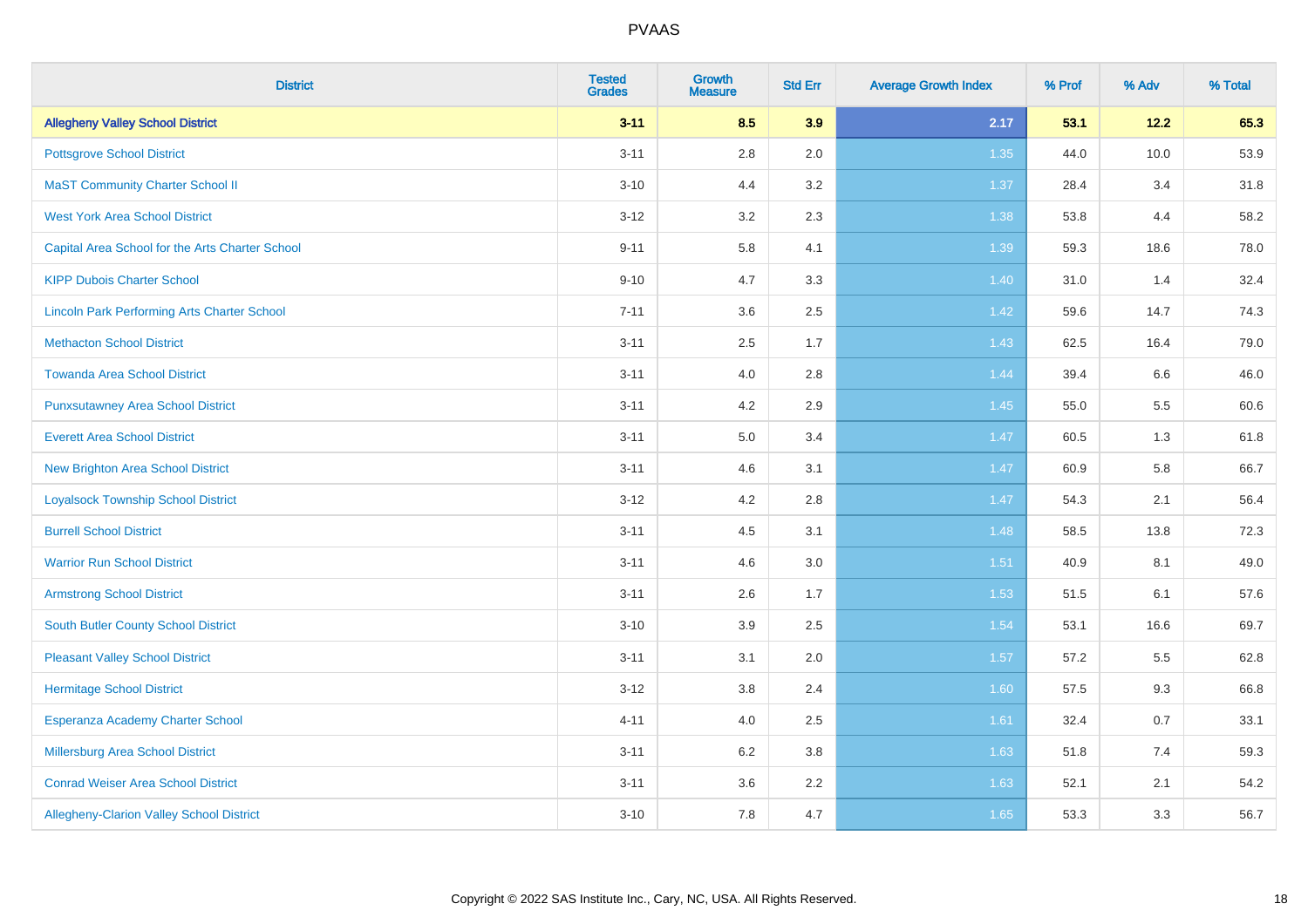# PVAAS

| District | Tested Grades | Growth Measure | Std Err | Average Growth Index | % Prof | % Adv | % Total |
|---|---|---|---|---|---|---|---|
| **Allegheny Valley School District** | **3-11** | **8.5** | **3.9** | **2.17** | **53.1** | **12.2** | **65.3** |
| Pottsgrove School District | 3-11 | 2.8 | 2.0 | 1.35 | 44.0 | 10.0 | 53.9 |
| MaST Community Charter School II | 3-10 | 4.4 | 3.2 | 1.37 | 28.4 | 3.4 | 31.8 |
| West York Area School District | 3-12 | 3.2 | 2.3 | 1.38 | 53.8 | 4.4 | 58.2 |
| Capital Area School for the Arts Charter School | 9-11 | 5.8 | 4.1 | 1.39 | 59.3 | 18.6 | 78.0 |
| KIPP Dubois Charter School | 9-10 | 4.7 | 3.3 | 1.40 | 31.0 | 1.4 | 32.4 |
| Lincoln Park Performing Arts Charter School | 7-11 | 3.6 | 2.5 | 1.42 | 59.6 | 14.7 | 74.3 |
| Methacton School District | 3-11 | 2.5 | 1.7 | 1.43 | 62.5 | 16.4 | 79.0 |
| Towanda Area School District | 3-11 | 4.0 | 2.8 | 1.44 | 39.4 | 6.6 | 46.0 |
| Punxsutawney Area School District | 3-11 | 4.2 | 2.9 | 1.45 | 55.0 | 5.5 | 60.6 |
| Everett Area School District | 3-11 | 5.0 | 3.4 | 1.47 | 60.5 | 1.3 | 61.8 |
| New Brighton Area School District | 3-11 | 4.6 | 3.1 | 1.47 | 60.9 | 5.8 | 66.7 |
| Loyalsock Township School District | 3-12 | 4.2 | 2.8 | 1.47 | 54.3 | 2.1 | 56.4 |
| Burrell School District | 3-11 | 4.5 | 3.1 | 1.48 | 58.5 | 13.8 | 72.3 |
| Warrior Run School District | 3-11 | 4.6 | 3.0 | 1.51 | 40.9 | 8.1 | 49.0 |
| Armstrong School District | 3-11 | 2.6 | 1.7 | 1.53 | 51.5 | 6.1 | 57.6 |
| South Butler County School District | 3-10 | 3.9 | 2.5 | 1.54 | 53.1 | 16.6 | 69.7 |
| Pleasant Valley School District | 3-11 | 3.1 | 2.0 | 1.57 | 57.2 | 5.5 | 62.8 |
| Hermitage School District | 3-12 | 3.8 | 2.4 | 1.60 | 57.5 | 9.3 | 66.8 |
| Esperanza Academy Charter School | 4-11 | 4.0 | 2.5 | 1.61 | 32.4 | 0.7 | 33.1 |
| Millersburg Area School District | 3-11 | 6.2 | 3.8 | 1.63 | 51.8 | 7.4 | 59.3 |
| Conrad Weiser Area School District | 3-11 | 3.6 | 2.2 | 1.63 | 52.1 | 2.1 | 54.2 |
| Allegheny-Clarion Valley School District | 3-10 | 7.8 | 4.7 | 1.65 | 53.3 | 3.3 | 56.7 |

Copyright © 2022 SAS Institute Inc., Cary, NC, USA. All Rights Reserved.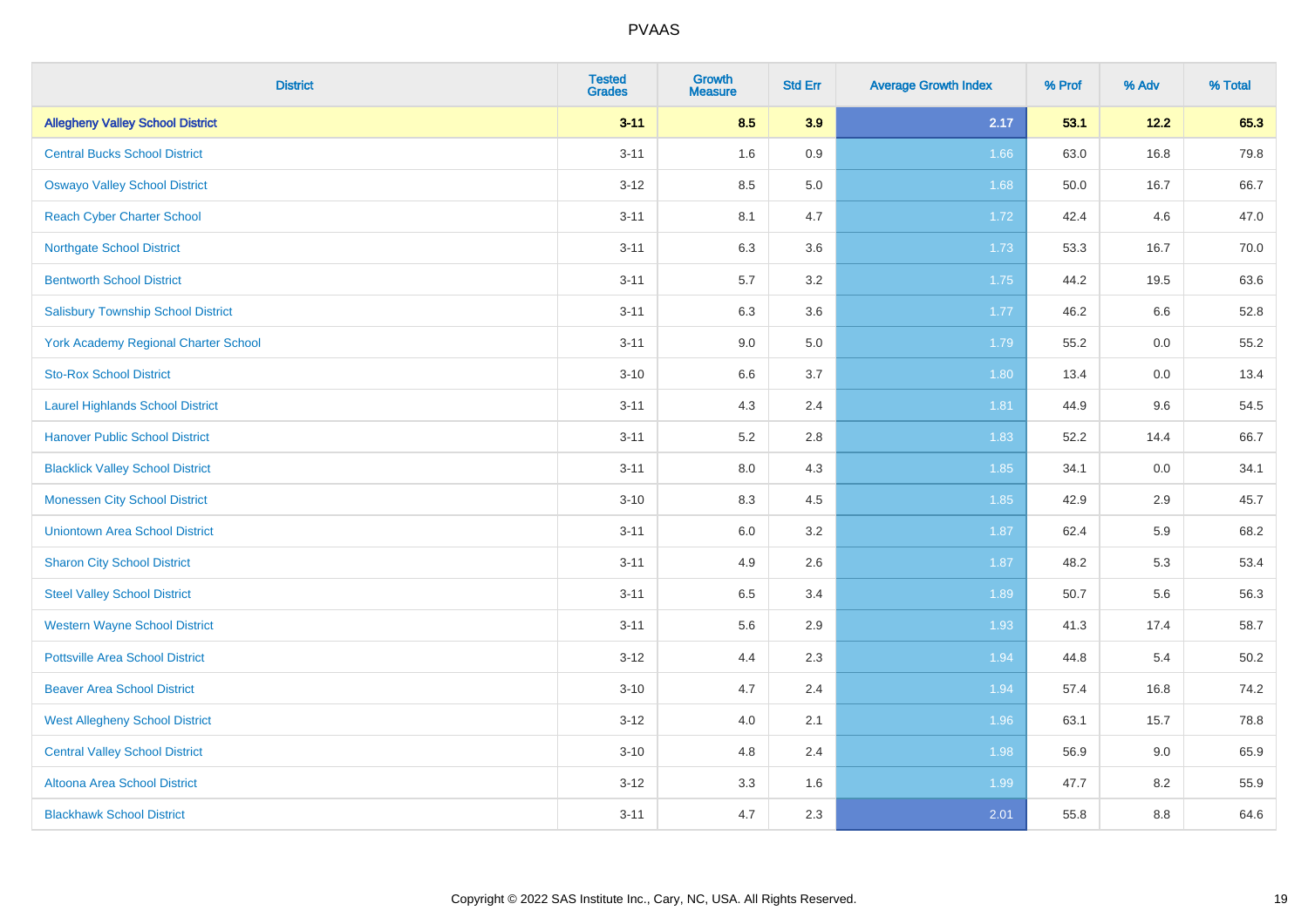PVAAS

| District | Tested Grades | Growth Measure | Std Err | Average Growth Index | % Prof | % Adv | % Total |
|---|---|---|---|---|---|---|---|
| **Allegheny Valley School District** | **3-11** | **8.5** | **3.9** | **2.17** | **53.1** | **12.2** | **65.3** |
| Central Bucks School District | 3-11 | 1.6 | 0.9 | 1.66 | 63.0 | 16.8 | 79.8 |
| Oswayo Valley School District | 3-12 | 8.5 | 5.0 | 1.68 | 50.0 | 16.7 | 66.7 |
| Reach Cyber Charter School | 3-11 | 8.1 | 4.7 | 1.72 | 42.4 | 4.6 | 47.0 |
| Northgate School District | 3-11 | 6.3 | 3.6 | 1.73 | 53.3 | 16.7 | 70.0 |
| Bentworth School District | 3-11 | 5.7 | 3.2 | 1.75 | 44.2 | 19.5 | 63.6 |
| Salisbury Township School District | 3-11 | 6.3 | 3.6 | 1.77 | 46.2 | 6.6 | 52.8 |
| York Academy Regional Charter School | 3-11 | 9.0 | 5.0 | 1.79 | 55.2 | 0.0 | 55.2 |
| Sto-Rox School District | 3-10 | 6.6 | 3.7 | 1.80 | 13.4 | 0.0 | 13.4 |
| Laurel Highlands School District | 3-11 | 4.3 | 2.4 | 1.81 | 44.9 | 9.6 | 54.5 |
| Hanover Public School District | 3-11 | 5.2 | 2.8 | 1.83 | 52.2 | 14.4 | 66.7 |
| Blacklick Valley School District | 3-11 | 8.0 | 4.3 | 1.85 | 34.1 | 0.0 | 34.1 |
| Monessen City School District | 3-10 | 8.3 | 4.5 | 1.85 | 42.9 | 2.9 | 45.7 |
| Uniontown Area School District | 3-11 | 6.0 | 3.2 | 1.87 | 62.4 | 5.9 | 68.2 |
| Sharon City School District | 3-11 | 4.9 | 2.6 | 1.87 | 48.2 | 5.3 | 53.4 |
| Steel Valley School District | 3-11 | 6.5 | 3.4 | 1.89 | 50.7 | 5.6 | 56.3 |
| Western Wayne School District | 3-11 | 5.6 | 2.9 | 1.93 | 41.3 | 17.4 | 58.7 |
| Pottsville Area School District | 3-12 | 4.4 | 2.3 | 1.94 | 44.8 | 5.4 | 50.2 |
| Beaver Area School District | 3-10 | 4.7 | 2.4 | 1.94 | 57.4 | 16.8 | 74.2 |
| West Allegheny School District | 3-12 | 4.0 | 2.1 | 1.96 | 63.1 | 15.7 | 78.8 |
| Central Valley School District | 3-10 | 4.8 | 2.4 | 1.98 | 56.9 | 9.0 | 65.9 |
| Altoona Area School District | 3-12 | 3.3 | 1.6 | 1.99 | 47.7 | 8.2 | 55.9 |
| Blackhawk School District | 3-11 | 4.7 | 2.3 | 2.01 | 55.8 | 8.8 | 64.6 |

Copyright © 2022 SAS Institute Inc., Cary, NC, USA. All Rights Reserved.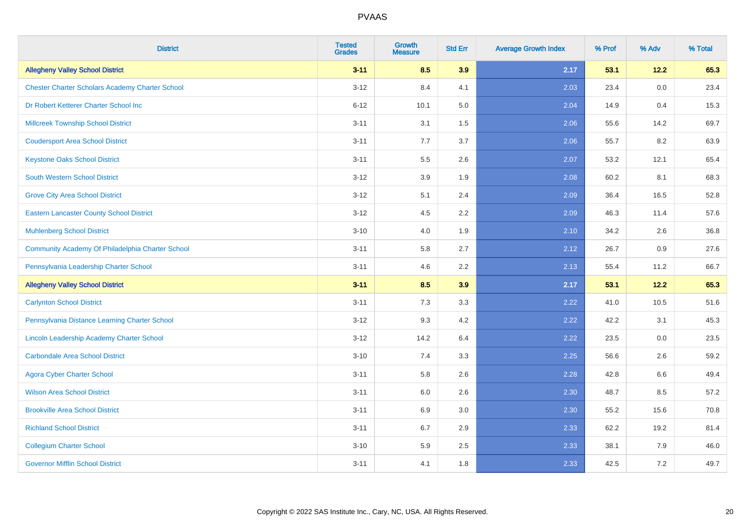# PVAAS

| District | Tested Grades | Growth Measure | Std Err | Average Growth Index | % Prof | % Adv | % Total |
|---|---|---|---|---|---|---|---|
| **Allegheny Valley School District** | **3-11** | **8.5** | **3.9** | **2.17** | **53.1** | **12.2** | **65.3** |
| Chester Charter Scholars Academy Charter School | 3-12 | 8.4 | 4.1 | 2.03 | 23.4 | 0.0 | 23.4 |
| Dr Robert Ketterer Charter School Inc | 6-12 | 10.1 | 5.0 | 2.04 | 14.9 | 0.4 | 15.3 |
| Millcreek Township School District | 3-11 | 3.1 | 1.5 | 2.06 | 55.6 | 14.2 | 69.7 |
| Coudersport Area School District | 3-11 | 7.7 | 3.7 | 2.06 | 55.7 | 8.2 | 63.9 |
| Keystone Oaks School District | 3-11 | 5.5 | 2.6 | 2.07 | 53.2 | 12.1 | 65.4 |
| South Western School District | 3-12 | 3.9 | 1.9 | 2.08 | 60.2 | 8.1 | 68.3 |
| Grove City Area School District | 3-12 | 5.1 | 2.4 | 2.09 | 36.4 | 16.5 | 52.8 |
| Eastern Lancaster County School District | 3-12 | 4.5 | 2.2 | 2.09 | 46.3 | 11.4 | 57.6 |
| Muhlenberg School District | 3-10 | 4.0 | 1.9 | 2.10 | 34.2 | 2.6 | 36.8 |
| Community Academy Of Philadelphia Charter School | 3-11 | 5.8 | 2.7 | 2.12 | 26.7 | 0.9 | 27.6 |
| Pennsylvania Leadership Charter School | 3-11 | 4.6 | 2.2 | 2.13 | 55.4 | 11.2 | 66.7 |
| **Allegheny Valley School District** | **3-11** | **8.5** | **3.9** | **2.17** | **53.1** | **12.2** | **65.3** |
| Carlynton School District | 3-11 | 7.3 | 3.3 | 2.22 | 41.0 | 10.5 | 51.6 |
| Pennsylvania Distance Learning Charter School | 3-12 | 9.3 | 4.2 | 2.22 | 42.2 | 3.1 | 45.3 |
| Lincoln Leadership Academy Charter School | 3-12 | 14.2 | 6.4 | 2.22 | 23.5 | 0.0 | 23.5 |
| Carbondale Area School District | 3-10 | 7.4 | 3.3 | 2.25 | 56.6 | 2.6 | 59.2 |
| Agora Cyber Charter School | 3-11 | 5.8 | 2.6 | 2.28 | 42.8 | 6.6 | 49.4 |
| Wilson Area School District | 3-11 | 6.0 | 2.6 | 2.30 | 48.7 | 8.5 | 57.2 |
| Brookville Area School District | 3-11 | 6.9 | 3.0 | 2.30 | 55.2 | 15.6 | 70.8 |
| Richland School District | 3-11 | 6.7 | 2.9 | 2.33 | 62.2 | 19.2 | 81.4 |
| Collegium Charter School | 3-10 | 5.9 | 2.5 | 2.33 | 38.1 | 7.9 | 46.0 |
| Governor Mifflin School District | 3-11 | 4.1 | 1.8 | 2.33 | 42.5 | 7.2 | 49.7 |

Copyright © 2022 SAS Institute Inc., Cary, NC, USA. All Rights Reserved.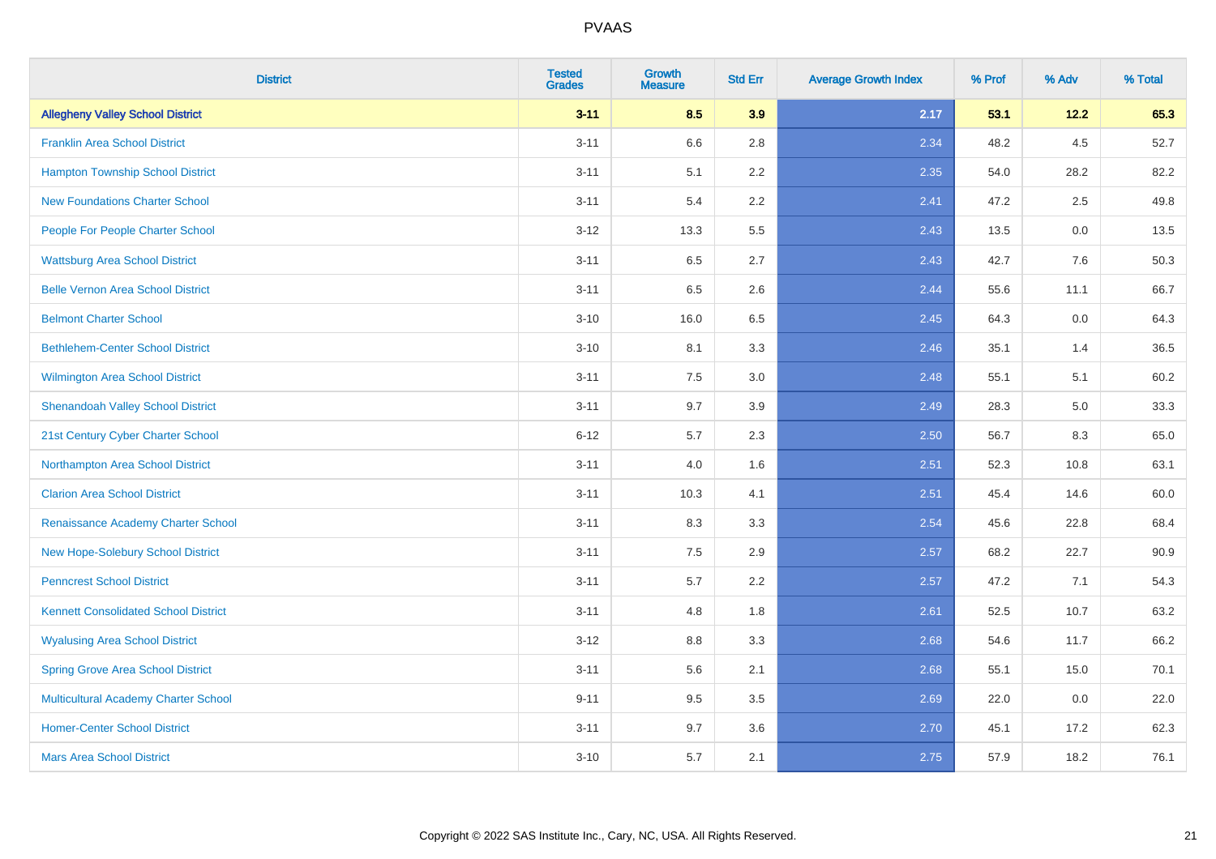# PVAAS

| District | Tested Grades | Growth Measure | Std Err | Average Growth Index | % Prof | % Adv | % Total |
|---|---|---|---|---|---|---|---|
| **Allegheny Valley School District** | **3-11** | **8.5** | **3.9** | **2.17** | **53.1** | **12.2** | **65.3** |
| Franklin Area School District | 3-11 | 6.6 | 2.8 | 2.34 | 48.2 | 4.5 | 52.7 |
| Hampton Township School District | 3-11 | 5.1 | 2.2 | 2.35 | 54.0 | 28.2 | 82.2 |
| New Foundations Charter School | 3-11 | 5.4 | 2.2 | 2.41 | 47.2 | 2.5 | 49.8 |
| People For People Charter School | 3-12 | 13.3 | 5.5 | 2.43 | 13.5 | 0.0 | 13.5 |
| Wattsburg Area School District | 3-11 | 6.5 | 2.7 | 2.43 | 42.7 | 7.6 | 50.3 |
| Belle Vernon Area School District | 3-11 | 6.5 | 2.6 | 2.44 | 55.6 | 11.1 | 66.7 |
| Belmont Charter School | 3-10 | 16.0 | 6.5 | 2.45 | 64.3 | 0.0 | 64.3 |
| Bethlehem-Center School District | 3-10 | 8.1 | 3.3 | 2.46 | 35.1 | 1.4 | 36.5 |
| Wilmington Area School District | 3-11 | 7.5 | 3.0 | 2.48 | 55.1 | 5.1 | 60.2 |
| Shenandoah Valley School District | 3-11 | 9.7 | 3.9 | 2.49 | 28.3 | 5.0 | 33.3 |
| 21st Century Cyber Charter School | 6-12 | 5.7 | 2.3 | 2.50 | 56.7 | 8.3 | 65.0 |
| Northampton Area School District | 3-11 | 4.0 | 1.6 | 2.51 | 52.3 | 10.8 | 63.1 |
| Clarion Area School District | 3-11 | 10.3 | 4.1 | 2.51 | 45.4 | 14.6 | 60.0 |
| Renaissance Academy Charter School | 3-11 | 8.3 | 3.3 | 2.54 | 45.6 | 22.8 | 68.4 |
| New Hope-Solebury School District | 3-11 | 7.5 | 2.9 | 2.57 | 68.2 | 22.7 | 90.9 |
| Penncrest School District | 3-11 | 5.7 | 2.2 | 2.57 | 47.2 | 7.1 | 54.3 |
| Kennett Consolidated School District | 3-11 | 4.8 | 1.8 | 2.61 | 52.5 | 10.7 | 63.2 |
| Wyalusing Area School District | 3-12 | 8.8 | 3.3 | 2.68 | 54.6 | 11.7 | 66.2 |
| Spring Grove Area School District | 3-11 | 5.6 | 2.1 | 2.68 | 55.1 | 15.0 | 70.1 |
| Multicultural Academy Charter School | 9-11 | 9.5 | 3.5 | 2.69 | 22.0 | 0.0 | 22.0 |
| Homer-Center School District | 3-11 | 9.7 | 3.6 | 2.70 | 45.1 | 17.2 | 62.3 |
| Mars Area School District | 3-10 | 5.7 | 2.1 | 2.75 | 57.9 | 18.2 | 76.1 |

Copyright © 2022 SAS Institute Inc., Cary, NC, USA. All Rights Reserved.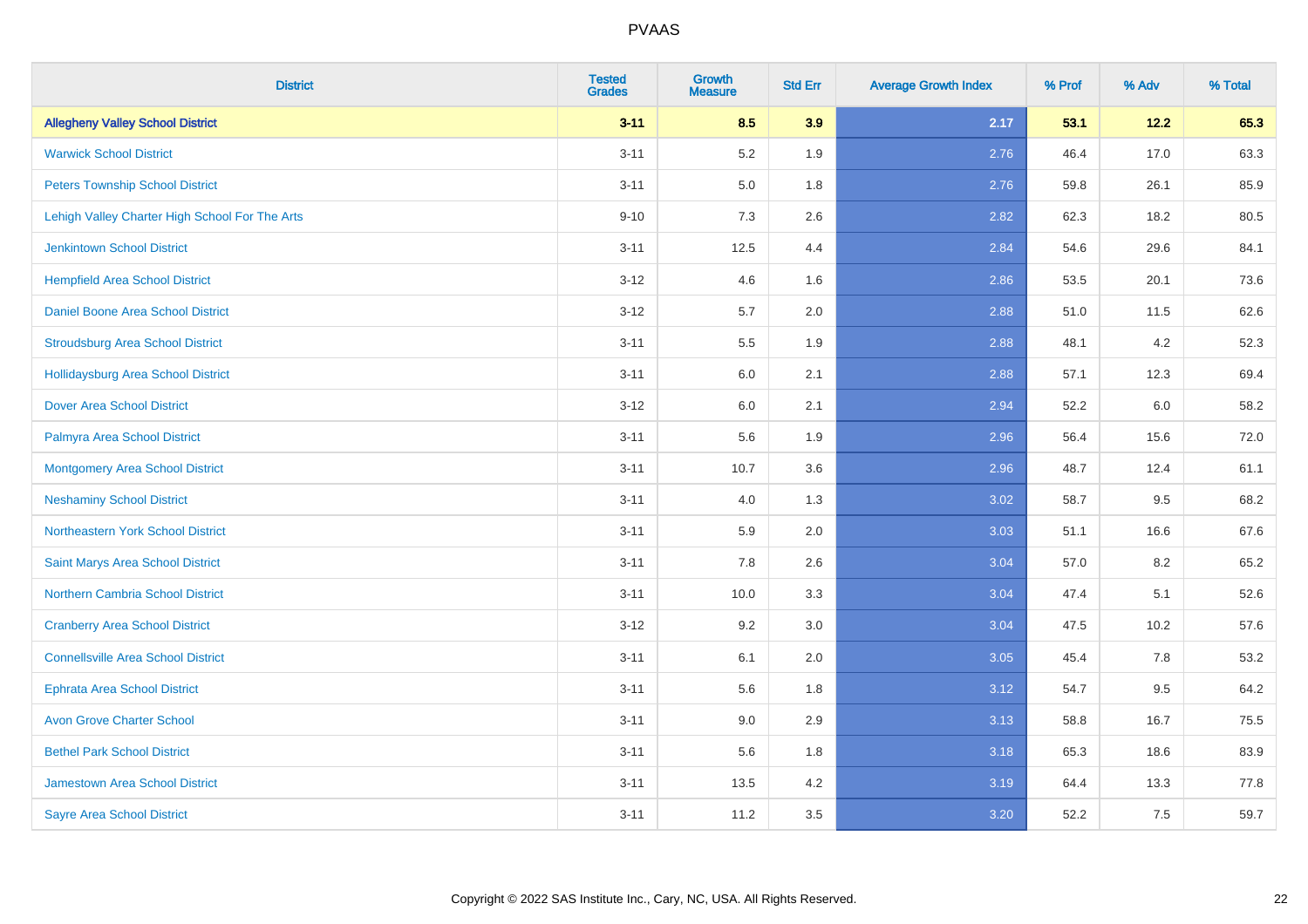| District | Tested Grades | Growth Measure | Std Err | Average Growth Index | % Prof | % Adv | % Total |
|---|---|---|---|---|---|---|---|
| **Allegheny Valley School District** | **3-11** | **8.5** | **3.9** | **2.17** | **53.1** | **12.2** | **65.3** |
| Warwick School District | 3-11 | 5.2 | 1.9 | 2.76 | 46.4 | 17.0 | 63.3 |
| Peters Township School District | 3-11 | 5.0 | 1.8 | 2.76 | 59.8 | 26.1 | 85.9 |
| Lehigh Valley Charter High School For The Arts | 9-10 | 7.3 | 2.6 | 2.82 | 62.3 | 18.2 | 80.5 |
| Jenkintown School District | 3-11 | 12.5 | 4.4 | 2.84 | 54.6 | 29.6 | 84.1 |
| Hempfield Area School District | 3-12 | 4.6 | 1.6 | 2.86 | 53.5 | 20.1 | 73.6 |
| Daniel Boone Area School District | 3-12 | 5.7 | 2.0 | 2.88 | 51.0 | 11.5 | 62.6 |
| Stroudsburg Area School District | 3-11 | 5.5 | 1.9 | 2.88 | 48.1 | 4.2 | 52.3 |
| Hollidaysburg Area School District | 3-11 | 6.0 | 2.1 | 2.88 | 57.1 | 12.3 | 69.4 |
| Dover Area School District | 3-12 | 6.0 | 2.1 | 2.94 | 52.2 | 6.0 | 58.2 |
| Palmyra Area School District | 3-11 | 5.6 | 1.9 | 2.96 | 56.4 | 15.6 | 72.0 |
| Montgomery Area School District | 3-11 | 10.7 | 3.6 | 2.96 | 48.7 | 12.4 | 61.1 |
| Neshaminy School District | 3-11 | 4.0 | 1.3 | 3.02 | 58.7 | 9.5 | 68.2 |
| Northeastern York School District | 3-11 | 5.9 | 2.0 | 3.03 | 51.1 | 16.6 | 67.6 |
| Saint Marys Area School District | 3-11 | 7.8 | 2.6 | 3.04 | 57.0 | 8.2 | 65.2 |
| Northern Cambria School District | 3-11 | 10.0 | 3.3 | 3.04 | 47.4 | 5.1 | 52.6 |
| Cranberry Area School District | 3-12 | 9.2 | 3.0 | 3.04 | 47.5 | 10.2 | 57.6 |
| Connellsville Area School District | 3-11 | 6.1 | 2.0 | 3.05 | 45.4 | 7.8 | 53.2 |
| Ephrata Area School District | 3-11 | 5.6 | 1.8 | 3.12 | 54.7 | 9.5 | 64.2 |
| Avon Grove Charter School | 3-11 | 9.0 | 2.9 | 3.13 | 58.8 | 16.7 | 75.5 |
| Bethel Park School District | 3-11 | 5.6 | 1.8 | 3.18 | 65.3 | 18.6 | 83.9 |
| Jamestown Area School District | 3-11 | 13.5 | 4.2 | 3.19 | 64.4 | 13.3 | 77.8 |
| Sayre Area School District | 3-11 | 11.2 | 3.5 | 3.20 | 52.2 | 7.5 | 59.7 |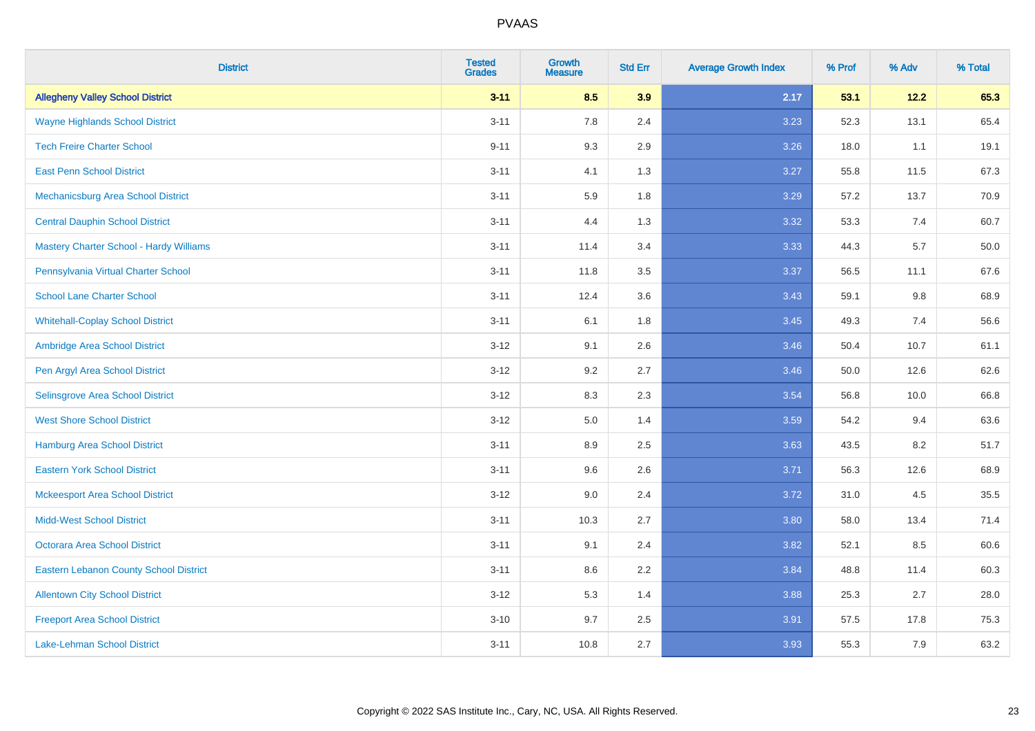| District | Tested Grades | Growth Measure | Std Err | Average Growth Index | % Prof | % Adv | % Total |
|---|---|---|---|---|---|---|---|
| **Allegheny Valley School District** | **3-11** | **8.5** | **3.9** | **2.17** | **53.1** | **12.2** | **65.3** |
| Wayne Highlands School District | 3-11 | 7.8 | 2.4 | 3.23 | 52.3 | 13.1 | 65.4 |
| Tech Freire Charter School | 9-11 | 9.3 | 2.9 | 3.26 | 18.0 | 1.1 | 19.1 |
| East Penn School District | 3-11 | 4.1 | 1.3 | 3.27 | 55.8 | 11.5 | 67.3 |
| Mechanicsburg Area School District | 3-11 | 5.9 | 1.8 | 3.29 | 57.2 | 13.7 | 70.9 |
| Central Dauphin School District | 3-11 | 4.4 | 1.3 | 3.32 | 53.3 | 7.4 | 60.7 |
| Mastery Charter School - Hardy Williams | 3-11 | 11.4 | 3.4 | 3.33 | 44.3 | 5.7 | 50.0 |
| Pennsylvania Virtual Charter School | 3-11 | 11.8 | 3.5 | 3.37 | 56.5 | 11.1 | 67.6 |
| School Lane Charter School | 3-11 | 12.4 | 3.6 | 3.43 | 59.1 | 9.8 | 68.9 |
| Whitehall-Coplay School District | 3-11 | 6.1 | 1.8 | 3.45 | 49.3 | 7.4 | 56.6 |
| Ambridge Area School District | 3-12 | 9.1 | 2.6 | 3.46 | 50.4 | 10.7 | 61.1 |
| Pen Argyl Area School District | 3-12 | 9.2 | 2.7 | 3.46 | 50.0 | 12.6 | 62.6 |
| Selinsgrove Area School District | 3-12 | 8.3 | 2.3 | 3.54 | 56.8 | 10.0 | 66.8 |
| West Shore School District | 3-12 | 5.0 | 1.4 | 3.59 | 54.2 | 9.4 | 63.6 |
| Hamburg Area School District | 3-11 | 8.9 | 2.5 | 3.63 | 43.5 | 8.2 | 51.7 |
| Eastern York School District | 3-11 | 9.6 | 2.6 | 3.71 | 56.3 | 12.6 | 68.9 |
| Mckeesport Area School District | 3-12 | 9.0 | 2.4 | 3.72 | 31.0 | 4.5 | 35.5 |
| Midd-West School District | 3-11 | 10.3 | 2.7 | 3.80 | 58.0 | 13.4 | 71.4 |
| Octorara Area School District | 3-11 | 9.1 | 2.4 | 3.82 | 52.1 | 8.5 | 60.6 |
| Eastern Lebanon County School District | 3-11 | 8.6 | 2.2 | 3.84 | 48.8 | 11.4 | 60.3 |
| Allentown City School District | 3-12 | 5.3 | 1.4 | 3.88 | 25.3 | 2.7 | 28.0 |
| Freeport Area School District | 3-10 | 9.7 | 2.5 | 3.91 | 57.5 | 17.8 | 75.3 |
| Lake-Lehman School District | 3-11 | 10.8 | 2.7 | 3.93 | 55.3 | 7.9 | 63.2 |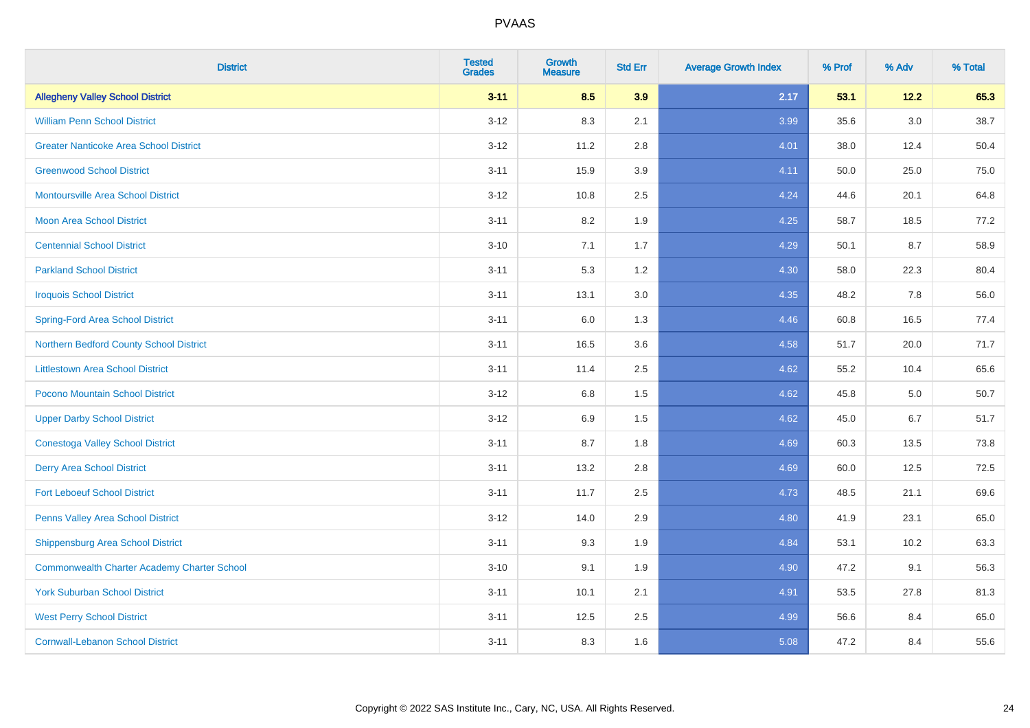# PVAAS

| District | Tested Grades | Growth Measure | Std Err | Average Growth Index | % Prof | % Adv | % Total |
|---|---|---|---|---|---|---|---|
| **Allegheny Valley School District** | **3-11** | **8.5** | **3.9** | **2.17** | **53.1** | **12.2** | **65.3** |
| William Penn School District | 3-12 | 8.3 | 2.1 | 3.99 | 35.6 | 3.0 | 38.7 |
| Greater Nanticoke Area School District | 3-12 | 11.2 | 2.8 | 4.01 | 38.0 | 12.4 | 50.4 |
| Greenwood School District | 3-11 | 15.9 | 3.9 | 4.11 | 50.0 | 25.0 | 75.0 |
| Montoursville Area School District | 3-12 | 10.8 | 2.5 | 4.24 | 44.6 | 20.1 | 64.8 |
| Moon Area School District | 3-11 | 8.2 | 1.9 | 4.25 | 58.7 | 18.5 | 77.2 |
| Centennial School District | 3-10 | 7.1 | 1.7 | 4.29 | 50.1 | 8.7 | 58.9 |
| Parkland School District | 3-11 | 5.3 | 1.2 | 4.30 | 58.0 | 22.3 | 80.4 |
| Iroquois School District | 3-11 | 13.1 | 3.0 | 4.35 | 48.2 | 7.8 | 56.0 |
| Spring-Ford Area School District | 3-11 | 6.0 | 1.3 | 4.46 | 60.8 | 16.5 | 77.4 |
| Northern Bedford County School District | 3-11 | 16.5 | 3.6 | 4.58 | 51.7 | 20.0 | 71.7 |
| Littlestown Area School District | 3-11 | 11.4 | 2.5 | 4.62 | 55.2 | 10.4 | 65.6 |
| Pocono Mountain School District | 3-12 | 6.8 | 1.5 | 4.62 | 45.8 | 5.0 | 50.7 |
| Upper Darby School District | 3-12 | 6.9 | 1.5 | 4.62 | 45.0 | 6.7 | 51.7 |
| Conestoga Valley School District | 3-11 | 8.7 | 1.8 | 4.69 | 60.3 | 13.5 | 73.8 |
| Derry Area School District | 3-11 | 13.2 | 2.8 | 4.69 | 60.0 | 12.5 | 72.5 |
| Fort Leboeuf School District | 3-11 | 11.7 | 2.5 | 4.73 | 48.5 | 21.1 | 69.6 |
| Penns Valley Area School District | 3-12 | 14.0 | 2.9 | 4.80 | 41.9 | 23.1 | 65.0 |
| Shippensburg Area School District | 3-11 | 9.3 | 1.9 | 4.84 | 53.1 | 10.2 | 63.3 |
| Commonwealth Charter Academy Charter School | 3-10 | 9.1 | 1.9 | 4.90 | 47.2 | 9.1 | 56.3 |
| York Suburban School District | 3-11 | 10.1 | 2.1 | 4.91 | 53.5 | 27.8 | 81.3 |
| West Perry School District | 3-11 | 12.5 | 2.5 | 4.99 | 56.6 | 8.4 | 65.0 |
| Cornwall-Lebanon School District | 3-11 | 8.3 | 1.6 | 5.08 | 47.2 | 8.4 | 55.6 |

Copyright © 2022 SAS Institute Inc., Cary, NC, USA. All Rights Reserved.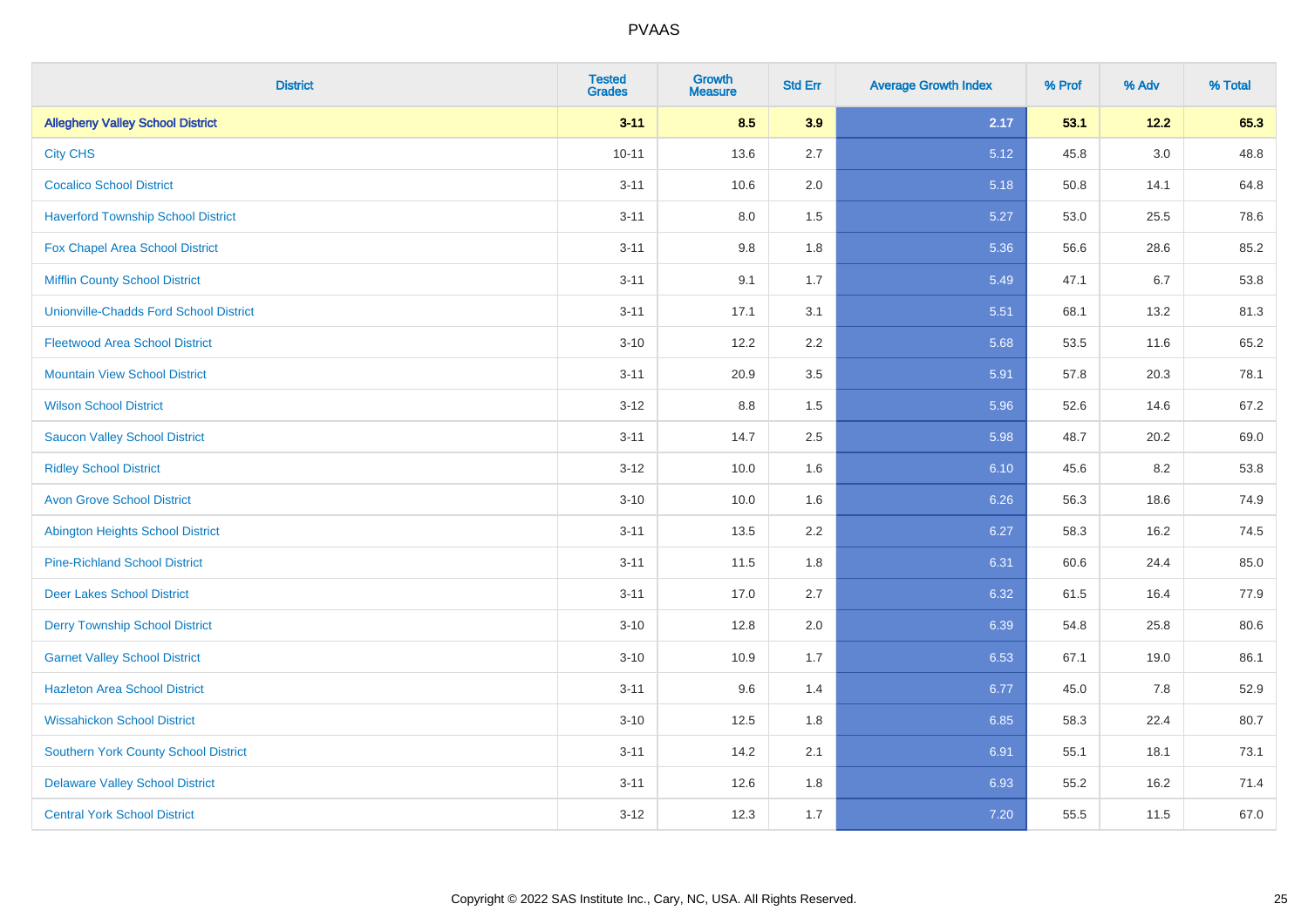| District | Tested Grades | Growth Measure | Std Err | Average Growth Index | % Prof | % Adv | % Total |
|---|---|---|---|---|---|---|---|
| **Allegheny Valley School District** | **3-11** | **8.5** | **3.9** | **2.17** | **53.1** | **12.2** | **65.3** |
| City CHS | 10-11 | 13.6 | 2.7 | 5.12 | 45.8 | 3.0 | 48.8 |
| Cocalico School District | 3-11 | 10.6 | 2.0 | 5.18 | 50.8 | 14.1 | 64.8 |
| Haverford Township School District | 3-11 | 8.0 | 1.5 | 5.27 | 53.0 | 25.5 | 78.6 |
| Fox Chapel Area School District | 3-11 | 9.8 | 1.8 | 5.36 | 56.6 | 28.6 | 85.2 |
| Mifflin County School District | 3-11 | 9.1 | 1.7 | 5.49 | 47.1 | 6.7 | 53.8 |
| Unionville-Chadds Ford School District | 3-11 | 17.1 | 3.1 | 5.51 | 68.1 | 13.2 | 81.3 |
| Fleetwood Area School District | 3-10 | 12.2 | 2.2 | 5.68 | 53.5 | 11.6 | 65.2 |
| Mountain View School District | 3-11 | 20.9 | 3.5 | 5.91 | 57.8 | 20.3 | 78.1 |
| Wilson School District | 3-12 | 8.8 | 1.5 | 5.96 | 52.6 | 14.6 | 67.2 |
| Saucon Valley School District | 3-11 | 14.7 | 2.5 | 5.98 | 48.7 | 20.2 | 69.0 |
| Ridley School District | 3-12 | 10.0 | 1.6 | 6.10 | 45.6 | 8.2 | 53.8 |
| Avon Grove School District | 3-10 | 10.0 | 1.6 | 6.26 | 56.3 | 18.6 | 74.9 |
| Abington Heights School District | 3-11 | 13.5 | 2.2 | 6.27 | 58.3 | 16.2 | 74.5 |
| Pine-Richland School District | 3-11 | 11.5 | 1.8 | 6.31 | 60.6 | 24.4 | 85.0 |
| Deer Lakes School District | 3-11 | 17.0 | 2.7 | 6.32 | 61.5 | 16.4 | 77.9 |
| Derry Township School District | 3-10 | 12.8 | 2.0 | 6.39 | 54.8 | 25.8 | 80.6 |
| Garnet Valley School District | 3-10 | 10.9 | 1.7 | 6.53 | 67.1 | 19.0 | 86.1 |
| Hazleton Area School District | 3-11 | 9.6 | 1.4 | 6.77 | 45.0 | 7.8 | 52.9 |
| Wissahickon School District | 3-10 | 12.5 | 1.8 | 6.85 | 58.3 | 22.4 | 80.7 |
| Southern York County School District | 3-11 | 14.2 | 2.1 | 6.91 | 55.1 | 18.1 | 73.1 |
| Delaware Valley School District | 3-11 | 12.6 | 1.8 | 6.93 | 55.2 | 16.2 | 71.4 |
| Central York School District | 3-12 | 12.3 | 1.7 | 7.20 | 55.5 | 11.5 | 67.0 |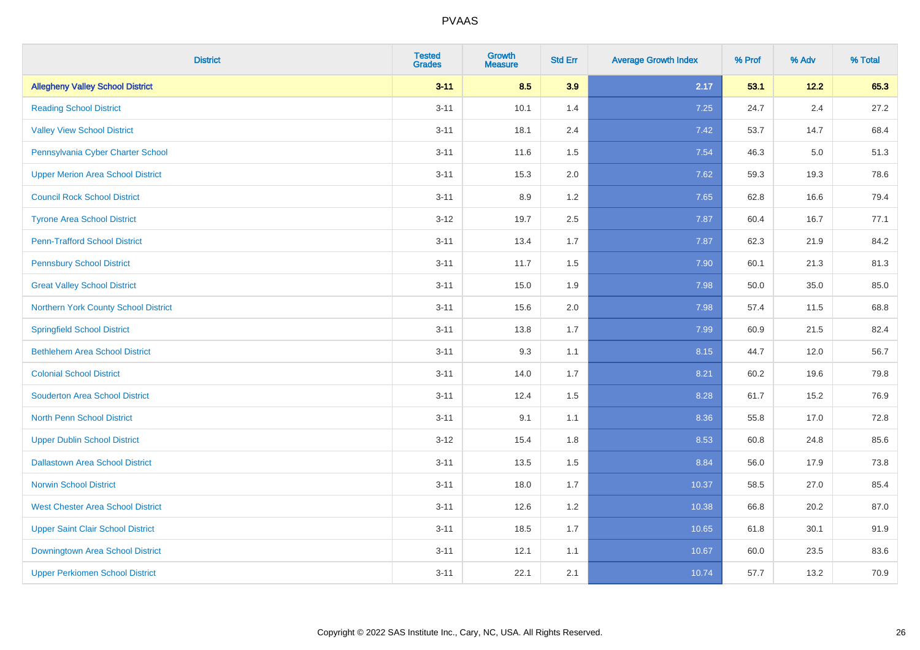# PVAAS

| District | Tested Grades | Growth Measure | Std Err | Average Growth Index | % Prof | % Adv | % Total |
|---|---|---|---|---|---|---|---|
| **Allegheny Valley School District** | **3-11** | **8.5** | **3.9** | **2.17** | **53.1** | **12.2** | **65.3** |
| Reading School District | 3-11 | 10.1 | 1.4 | 7.25 | 24.7 | 2.4 | 27.2 |
| Valley View School District | 3-11 | 18.1 | 2.4 | 7.42 | 53.7 | 14.7 | 68.4 |
| Pennsylvania Cyber Charter School | 3-11 | 11.6 | 1.5 | 7.54 | 46.3 | 5.0 | 51.3 |
| Upper Merion Area School District | 3-11 | 15.3 | 2.0 | 7.62 | 59.3 | 19.3 | 78.6 |
| Council Rock School District | 3-11 | 8.9 | 1.2 | 7.65 | 62.8 | 16.6 | 79.4 |
| Tyrone Area School District | 3-12 | 19.7 | 2.5 | 7.87 | 60.4 | 16.7 | 77.1 |
| Penn-Trafford School District | 3-11 | 13.4 | 1.7 | 7.87 | 62.3 | 21.9 | 84.2 |
| Pennsbury School District | 3-11 | 11.7 | 1.5 | 7.90 | 60.1 | 21.3 | 81.3 |
| Great Valley School District | 3-11 | 15.0 | 1.9 | 7.98 | 50.0 | 35.0 | 85.0 |
| Northern York County School District | 3-11 | 15.6 | 2.0 | 7.98 | 57.4 | 11.5 | 68.8 |
| Springfield School District | 3-11 | 13.8 | 1.7 | 7.99 | 60.9 | 21.5 | 82.4 |
| Bethlehem Area School District | 3-11 | 9.3 | 1.1 | 8.15 | 44.7 | 12.0 | 56.7 |
| Colonial School District | 3-11 | 14.0 | 1.7 | 8.21 | 60.2 | 19.6 | 79.8 |
| Souderton Area School District | 3-11 | 12.4 | 1.5 | 8.28 | 61.7 | 15.2 | 76.9 |
| North Penn School District | 3-11 | 9.1 | 1.1 | 8.36 | 55.8 | 17.0 | 72.8 |
| Upper Dublin School District | 3-12 | 15.4 | 1.8 | 8.53 | 60.8 | 24.8 | 85.6 |
| Dallastown Area School District | 3-11 | 13.5 | 1.5 | 8.84 | 56.0 | 17.9 | 73.8 |
| Norwin School District | 3-11 | 18.0 | 1.7 | 10.37 | 58.5 | 27.0 | 85.4 |
| West Chester Area School District | 3-11 | 12.6 | 1.2 | 10.38 | 66.8 | 20.2 | 87.0 |
| Upper Saint Clair School District | 3-11 | 18.5 | 1.7 | 10.65 | 61.8 | 30.1 | 91.9 |
| Downingtown Area School District | 3-11 | 12.1 | 1.1 | 10.67 | 60.0 | 23.5 | 83.6 |
| Upper Perkiomen School District | 3-11 | 22.1 | 2.1 | 10.74 | 57.7 | 13.2 | 70.9 |

Copyright © 2022 SAS Institute Inc., Cary, NC, USA. All Rights Reserved.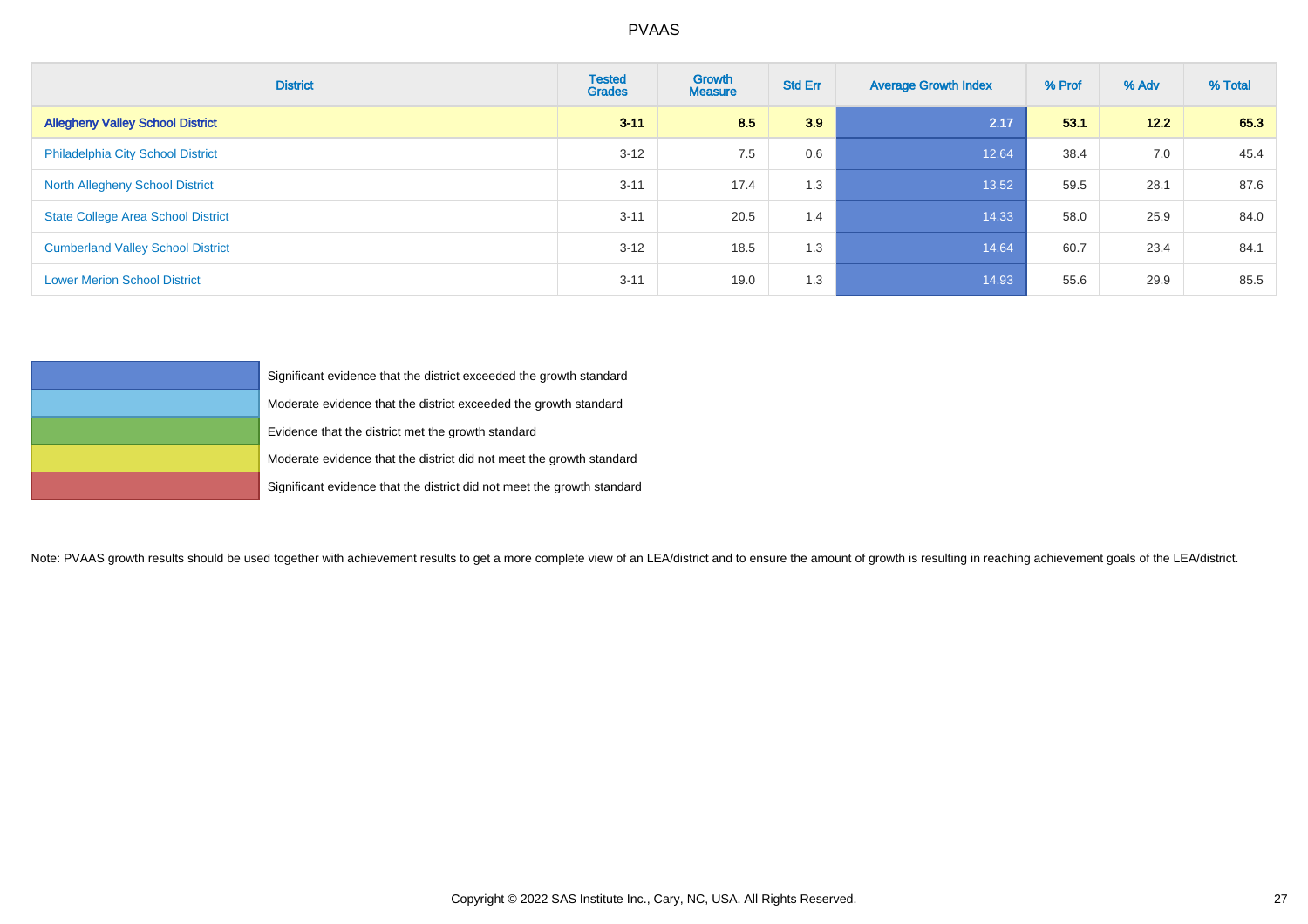PVAAS

| District | Tested Grades | Growth Measure | Std Err | Average Growth Index | % Prof | % Adv | % Total |
|---|---|---|---|---|---|---|---|
| **Allegheny Valley School District** | **3-11** | **8.5** | **3.9** | **2.17** | **53.1** | **12.2** | **65.3** |
| Philadelphia City School District | 3-12 | 7.5 | 0.6 | 12.64 | 38.4 | 7.0 | 45.4 |
| North Allegheny School District | 3-11 | 17.4 | 1.3 | 13.52 | 59.5 | 28.1 | 87.6 |
| State College Area School District | 3-11 | 20.5 | 1.4 | 14.33 | 58.0 | 25.9 | 84.0 |
| Cumberland Valley School District | 3-12 | 18.5 | 1.3 | 14.64 | 60.7 | 23.4 | 84.1 |
| Lower Merion School District | 3-11 | 19.0 | 1.3 | 14.93 | 55.6 | 29.9 | 85.5 |

- Significant evidence that the district exceeded the growth standard
- Moderate evidence that the district exceeded the growth standard
- Evidence that the district met the growth standard
- Moderate evidence that the district did not meet the growth standard
- Significant evidence that the district did not meet the growth standard

Note: PVAAS growth results should be used together with achievement results to get a more complete view of an LEA/district and to ensure the amount of growth is resulting in reaching achievement goals of the LEA/district.

Copyright © 2022 SAS Institute Inc., Cary, NC, USA. All Rights Reserved.